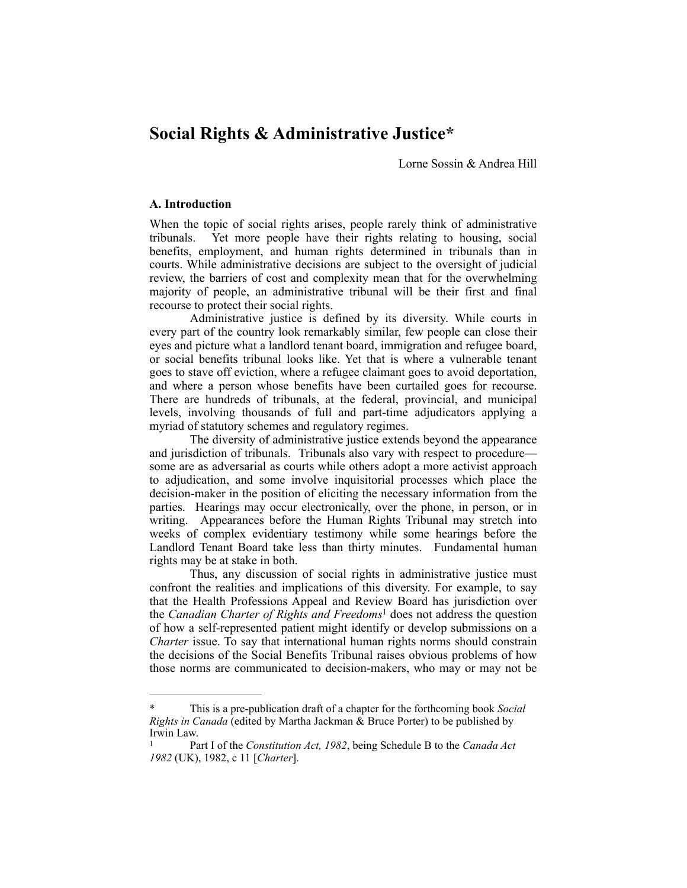# Social Rights & Administrative Justice*

Lorne Sossin & Andrea Hill

### A. Introduction

When the topic of social rights arises, people rarely think of administrative tribunals. Yet more people have their rights relating to housing, social benefits, employment, and human rights determined in tribunals than in courts. While administrative decisions are subject to the oversight of judicial review, the barriers of cost and complexity mean that for the overwhelming majority of people, an administrative tribunal will be their first and final recourse to protect their social rights.

Administrative justice is defined by its diversity. While courts in every part of the country look remarkably similar, few people can close their eyes and picture what a landlord tenant board, immigration and refugee board, or social benefits tribunal looks like. Yet that is where a vulnerable tenant goes to stave off eviction, where a refugee claimant goes to avoid deportation, and where a person whose benefits have been curtailed goes for recourse. There are hundreds of tribunals, at the federal, provincial, and municipal levels, involving thousands of full and part-time adjudicators applying a myriad of statutory schemes and regulatory regimes.

The diversity of administrative justice extends beyond the appearance and jurisdiction of tribunals. Tribunals also vary with respect to procedure—some are as adversarial as courts while others adopt a more activist approach to adjudication, and some involve inquisitorial processes which place the decision-maker in the position of eliciting the necessary information from the parties. Hearings may occur electronically, over the phone, in person, or in writing. Appearances before the Human Rights Tribunal may stretch into weeks of complex evidentiary testimony while some hearings before the Landlord Tenant Board take less than thirty minutes. Fundamental human rights may be at stake in both.

Thus, any discussion of social rights in administrative justice must confront the realities and implications of this diversity. For example, to say that the Health Professions Appeal and Review Board has jurisdiction over the *Canadian Charter of Rights and Freedoms*[1] does not address the question of how a self-represented patient might identify or develop submissions on a *Charter* issue. To say that international human rights norms should constrain the decisions of the Social Benefits Tribunal raises obvious problems of how those norms are communicated to decision-makers, who may or may not be

---

\* This is a pre-publication draft of a chapter for the forthcoming book *Social Rights in Canada* (edited by Martha Jackman & Bruce Porter) to be published by Irwin Law.

[1] Part I of the *Constitution Act, 1982*, being Schedule B to the *Canada Act 1982* (UK), 1982, c 11 [*Charter*].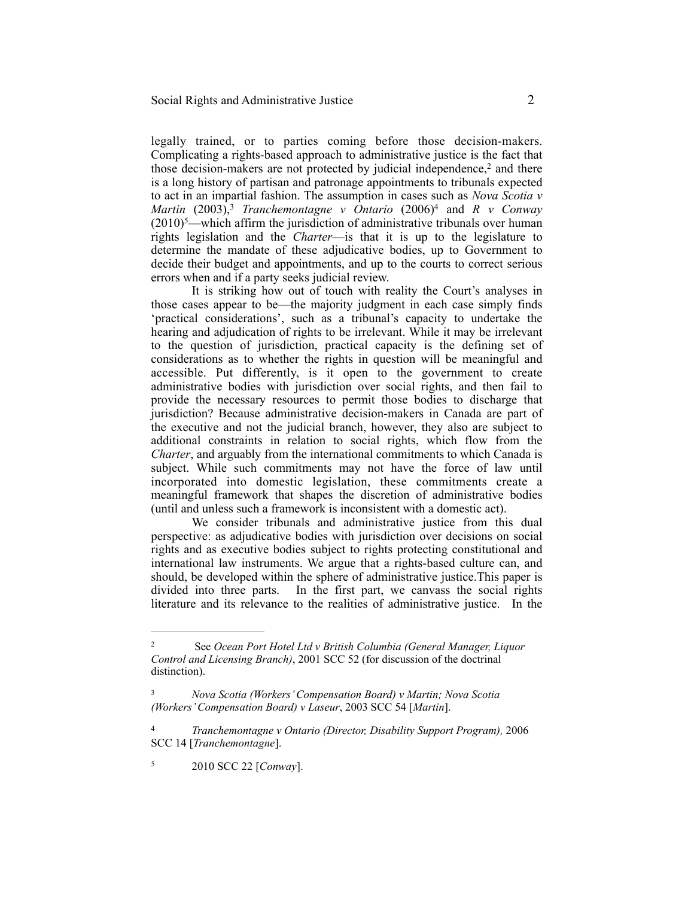legally trained, or to parties coming before those decision-makers. Complicating a rights-based approach to administrative justice is the fact that those decision-makers are not protected by judicial independence,[2] and there is a long history of partisan and patronage appointments to tribunals expected to act in an impartial fashion. The assumption in cases such as *Nova Scotia v Martin* (2003),[3] *Tranchemontagne v Ontario* (2006)[4] and *R v Conway* (2010)[5]—which affirm the jurisdiction of administrative tribunals over human rights legislation and the *Charter*—is that it is up to the legislature to determine the mandate of these adjudicative bodies, up to Government to decide their budget and appointments, and up to the courts to correct serious errors when and if a party seeks judicial review.

It is striking how out of touch with reality the Court's analyses in those cases appear to be—the majority judgment in each case simply finds 'practical considerations', such as a tribunal's capacity to undertake the hearing and adjudication of rights to be irrelevant. While it may be irrelevant to the question of jurisdiction, practical capacity is the defining set of considerations as to whether the rights in question will be meaningful and accessible. Put differently, is it open to the government to create administrative bodies with jurisdiction over social rights, and then fail to provide the necessary resources to permit those bodies to discharge that jurisdiction? Because administrative decision-makers in Canada are part of the executive and not the judicial branch, however, they also are subject to additional constraints in relation to social rights, which flow from the *Charter*, and arguably from the international commitments to which Canada is subject. While such commitments may not have the force of law until incorporated into domestic legislation, these commitments create a meaningful framework that shapes the discretion of administrative bodies (until and unless such a framework is inconsistent with a domestic act).

We consider tribunals and administrative justice from this dual perspective: as adjudicative bodies with jurisdiction over decisions on social rights and as executive bodies subject to rights protecting constitutional and international law instruments. We argue that a rights-based culture can, and should, be developed within the sphere of administrative justice.This paper is divided into three parts. In the first part, we canvass the social rights literature and its relevance to the realities of administrative justice. In the

---

[2] See *Ocean Port Hotel Ltd v British Columbia (General Manager, Liquor Control and Licensing Branch)*, 2001 SCC 52 (for discussion of the doctrinal distinction).

[3] *Nova Scotia (Workers' Compensation Board) v Martin; Nova Scotia (Workers' Compensation Board) v Laseur*, 2003 SCC 54 [*Martin*].

[4] *Tranchemontagne v Ontario (Director, Disability Support Program),* 2006 SCC 14 [*Tranchemontagne*].

[5] 2010 SCC 22 [*Conway*].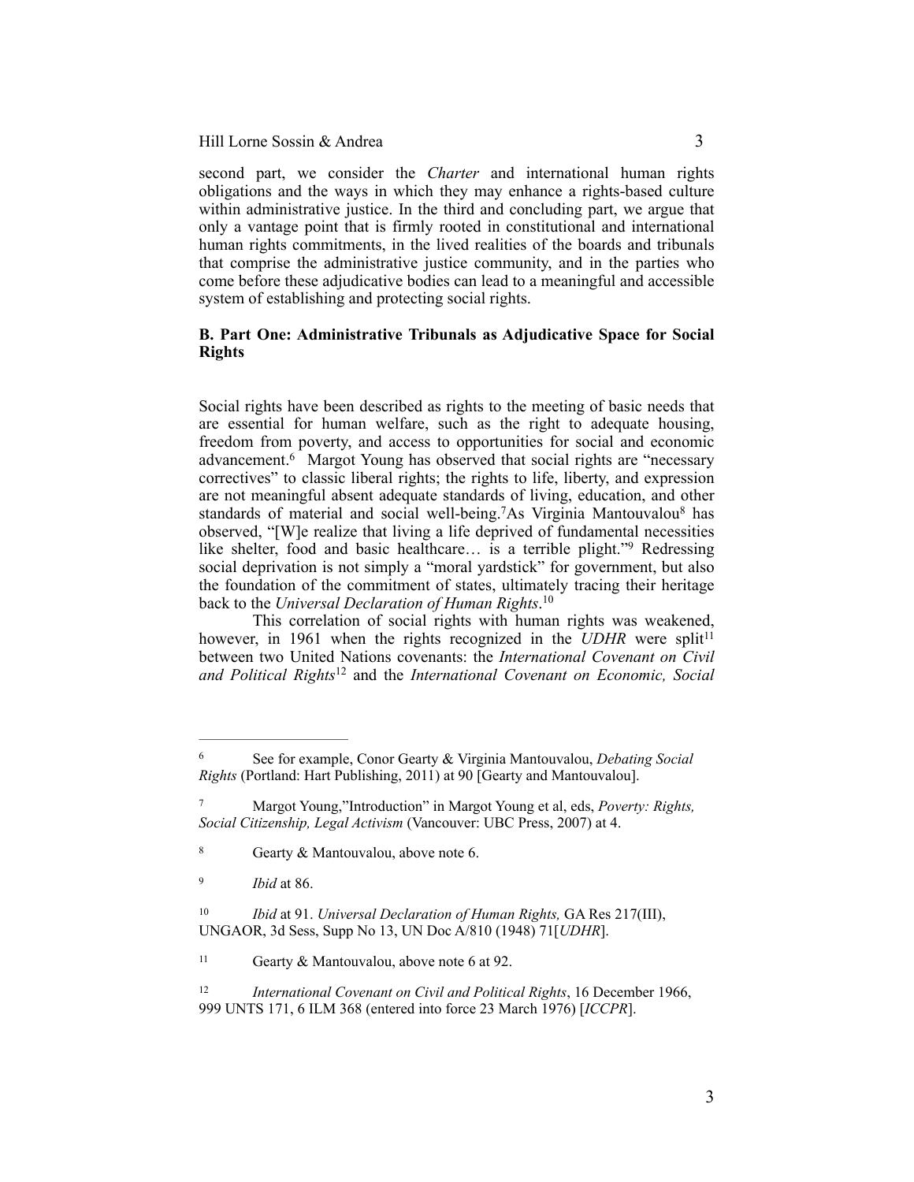second part, we consider the *Charter* and international human rights obligations and the ways in which they may enhance a rights-based culture within administrative justice. In the third and concluding part, we argue that only a vantage point that is firmly rooted in constitutional and international human rights commitments, in the lived realities of the boards and tribunals that comprise the administrative justice community, and in the parties who come before these adjudicative bodies can lead to a meaningful and accessible system of establishing and protecting social rights.

### B. Part One: Administrative Tribunals as Adjudicative Space for Social Rights

Social rights have been described as rights to the meeting of basic needs that are essential for human welfare, such as the right to adequate housing, freedom from poverty, and access to opportunities for social and economic advancement.[6] Margot Young has observed that social rights are "necessary correctives" to classic liberal rights; the rights to life, liberty, and expression are not meaningful absent adequate standards of living, education, and other standards of material and social well-being.[7]As Virginia Mantouvalou[8] has observed, "[W]e realize that living a life deprived of fundamental necessities like shelter, food and basic healthcare… is a terrible plight."[9] Redressing social deprivation is not simply a "moral yardstick" for government, but also the foundation of the commitment of states, ultimately tracing their heritage back to the *Universal Declaration of Human Rights*.[10]

This correlation of social rights with human rights was weakened, however, in 1961 when the rights recognized in the *UDHR* were split[11] between two United Nations covenants: the *International Covenant on Civil and Political Rights*[12] and the *International Covenant on Economic, Social*

---

[6] See for example, Conor Gearty & Virginia Mantouvalou, *Debating Social Rights* (Portland: Hart Publishing, 2011) at 90 [Gearty and Mantouvalou].

[7] Margot Young,"Introduction" in Margot Young et al, eds, *Poverty: Rights, Social Citizenship, Legal Activism* (Vancouver: UBC Press, 2007) at 4.

[8] Gearty & Mantouvalou, above note 6.

[9] *Ibid* at 86.

[10] *Ibid* at 91. *Universal Declaration of Human Rights,* GA Res 217(III), UNGAOR, 3d Sess, Supp No 13, UN Doc A/810 (1948) 71[*UDHR*].

[11] Gearty & Mantouvalou, above note 6 at 92.

[12] *International Covenant on Civil and Political Rights*, 16 December 1966, 999 UNTS 171, 6 ILM 368 (entered into force 23 March 1976) [*ICCPR*].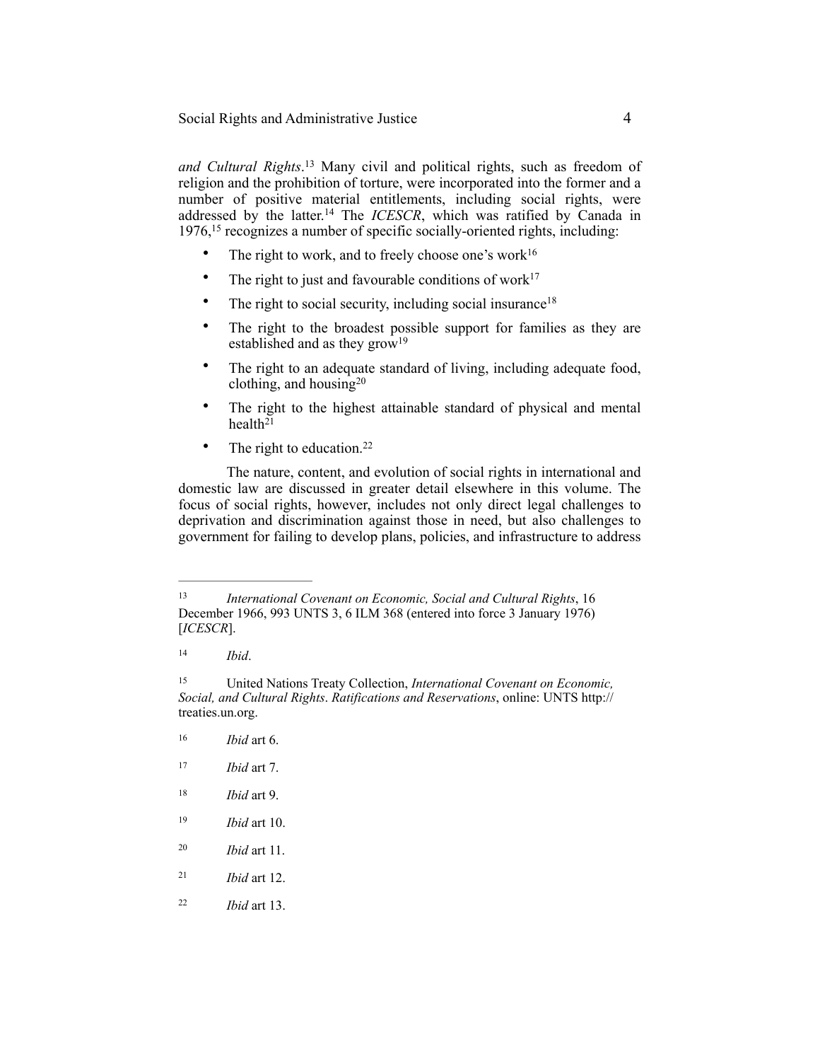*and Cultural Rights*.[13] Many civil and political rights, such as freedom of religion and the prohibition of torture, were incorporated into the former and a number of positive material entitlements, including social rights, were addressed by the latter.[14] The *ICESCR*, which was ratified by Canada in 1976,[15] recognizes a number of specific socially-oriented rights, including:

- The right to work, and to freely choose one's work[16]
- The right to just and favourable conditions of work[17]
- The right to social security, including social insurance[18]
- The right to the broadest possible support for families as they are established and as they grow[19]
- The right to an adequate standard of living, including adequate food, clothing, and housing[20]
- The right to the highest attainable standard of physical and mental health[21]
- The right to education.[22]

The nature, content, and evolution of social rights in international and domestic law are discussed in greater detail elsewhere in this volume. The focus of social rights, however, includes not only direct legal challenges to deprivation and discrimination against those in need, but also challenges to government for failing to develop plans, policies, and infrastructure to address

---

[13] *International Covenant on Economic, Social and Cultural Rights*, 16 December 1966, 993 UNTS 3, 6 ILM 368 (entered into force 3 January 1976) [*ICESCR*].

[14] *Ibid*.

[15] United Nations Treaty Collection, *International Covenant on Economic, Social, and Cultural Rights*. *Ratifications and Reservations*, online: UNTS http://treaties.un.org.

[16] *Ibid* art 6.

[17] *Ibid* art 7.

[18] *Ibid* art 9.

[19] *Ibid* art 10.

[20] *Ibid* art 11.

[21] *Ibid* art 12.

[22] *Ibid* art 13.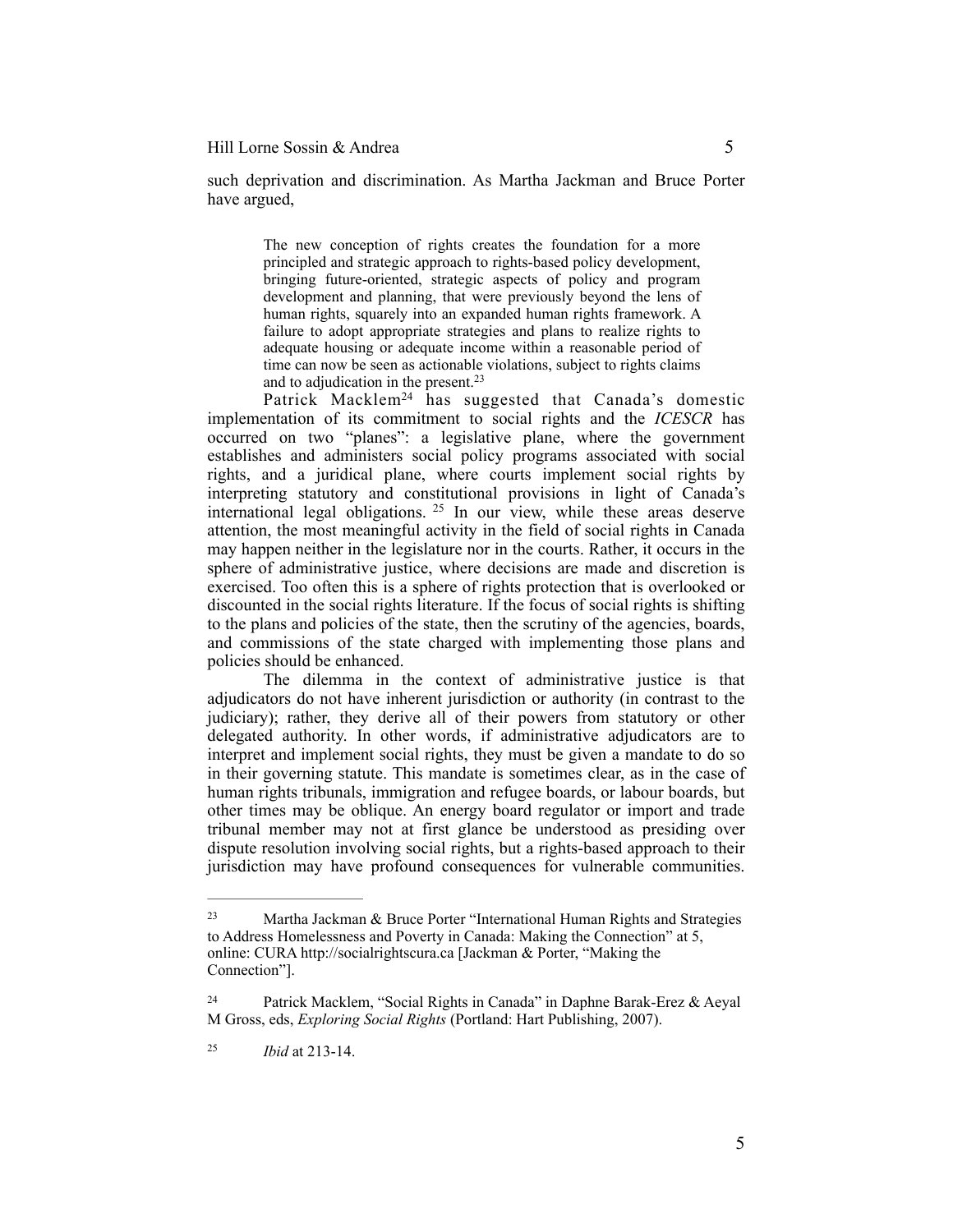such deprivation and discrimination. As Martha Jackman and Bruce Porter have argued,

> The new conception of rights creates the foundation for a more principled and strategic approach to rights-based policy development, bringing future-oriented, strategic aspects of policy and program development and planning, that were previously beyond the lens of human rights, squarely into an expanded human rights framework. A failure to adopt appropriate strategies and plans to realize rights to adequate housing or adequate income within a reasonable period of time can now be seen as actionable violations, subject to rights claims and to adjudication in the present.[23]

Patrick Macklem[24] has suggested that Canada's domestic implementation of its commitment to social rights and the *ICESCR* has occurred on two "planes": a legislative plane, where the government establishes and administers social policy programs associated with social rights, and a juridical plane, where courts implement social rights by interpreting statutory and constitutional provisions in light of Canada's international legal obligations. [25] In our view, while these areas deserve attention, the most meaningful activity in the field of social rights in Canada may happen neither in the legislature nor in the courts. Rather, it occurs in the sphere of administrative justice, where decisions are made and discretion is exercised. Too often this is a sphere of rights protection that is overlooked or discounted in the social rights literature. If the focus of social rights is shifting to the plans and policies of the state, then the scrutiny of the agencies, boards, and commissions of the state charged with implementing those plans and policies should be enhanced.

The dilemma in the context of administrative justice is that adjudicators do not have inherent jurisdiction or authority (in contrast to the judiciary); rather, they derive all of their powers from statutory or other delegated authority. In other words, if administrative adjudicators are to interpret and implement social rights, they must be given a mandate to do so in their governing statute. This mandate is sometimes clear, as in the case of human rights tribunals, immigration and refugee boards, or labour boards, but other times may be oblique. An energy board regulator or import and trade tribunal member may not at first glance be understood as presiding over dispute resolution involving social rights, but a rights-based approach to their jurisdiction may have profound consequences for vulnerable communities.

---

[23] Martha Jackman & Bruce Porter "International Human Rights and Strategies to Address Homelessness and Poverty in Canada: Making the Connection" at 5, online: CURA http://socialrightscura.ca [Jackman & Porter, "Making the Connection"].

[24] Patrick Macklem, "Social Rights in Canada" in Daphne Barak-Erez & Aeyal M Gross, eds, *Exploring Social Rights* (Portland: Hart Publishing, 2007).

[25] *Ibid* at 213-14.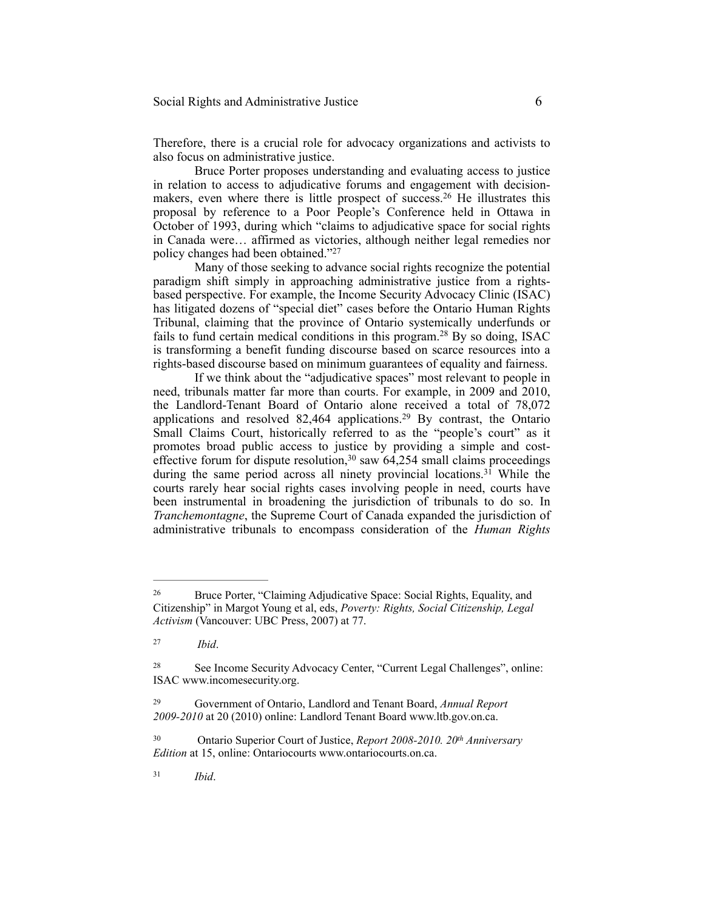Therefore, there is a crucial role for advocacy organizations and activists to also focus on administrative justice.

Bruce Porter proposes understanding and evaluating access to justice in relation to access to adjudicative forums and engagement with decision-makers, even where there is little prospect of success.[26] He illustrates this proposal by reference to a Poor People's Conference held in Ottawa in October of 1993, during which "claims to adjudicative space for social rights in Canada were… affirmed as victories, although neither legal remedies nor policy changes had been obtained."[27]

Many of those seeking to advance social rights recognize the potential paradigm shift simply in approaching administrative justice from a rights-based perspective. For example, the Income Security Advocacy Clinic (ISAC) has litigated dozens of "special diet" cases before the Ontario Human Rights Tribunal, claiming that the province of Ontario systemically underfunds or fails to fund certain medical conditions in this program.[28] By so doing, ISAC is transforming a benefit funding discourse based on scarce resources into a rights-based discourse based on minimum guarantees of equality and fairness.

If we think about the "adjudicative spaces" most relevant to people in need, tribunals matter far more than courts. For example, in 2009 and 2010, the Landlord-Tenant Board of Ontario alone received a total of 78,072 applications and resolved 82,464 applications.[29] By contrast, the Ontario Small Claims Court, historically referred to as the "people's court" as it promotes broad public access to justice by providing a simple and cost-effective forum for dispute resolution,[30] saw 64,254 small claims proceedings during the same period across all ninety provincial locations.[31] While the courts rarely hear social rights cases involving people in need, courts have been instrumental in broadening the jurisdiction of tribunals to do so. In *Tranchemontagne*, the Supreme Court of Canada expanded the jurisdiction of administrative tribunals to encompass consideration of the *Human Rights*

---

[26] Bruce Porter, "Claiming Adjudicative Space: Social Rights, Equality, and Citizenship" in Margot Young et al, eds, *Poverty: Rights, Social Citizenship, Legal Activism* (Vancouver: UBC Press, 2007) at 77.

[27] *Ibid*.

[28] See Income Security Advocacy Center, "Current Legal Challenges", online: ISAC www.incomesecurity.org.

[29] Government of Ontario, Landlord and Tenant Board, *Annual Report 2009-2010* at 20 (2010) online: Landlord Tenant Board www.ltb.gov.on.ca.

[30] Ontario Superior Court of Justice, *Report 2008-2010. 20th Anniversary Edition* at 15, online: Ontariocourts www.ontariocourts.on.ca.

[31] *Ibid*.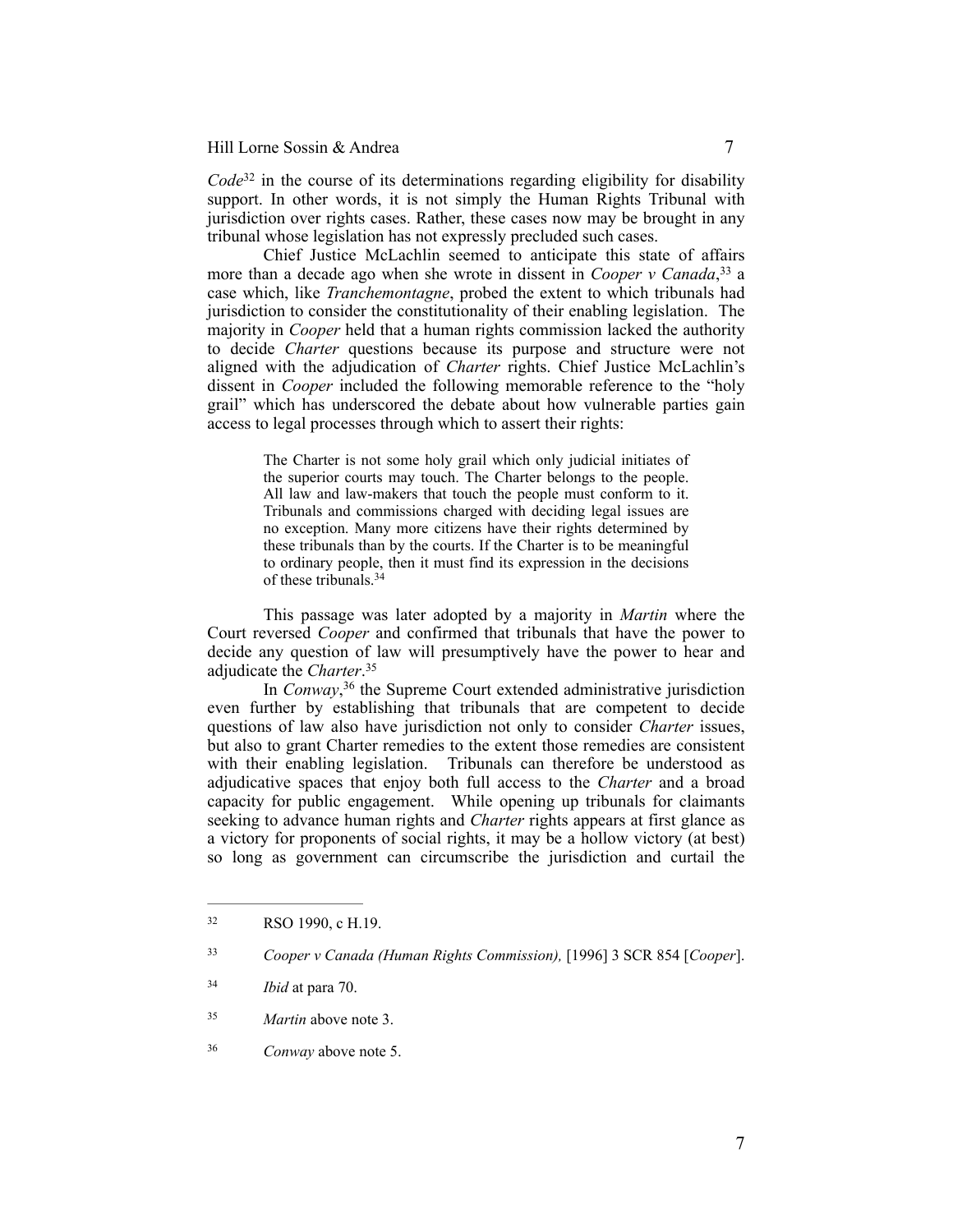*Code*[32] in the course of its determinations regarding eligibility for disability support. In other words, it is not simply the Human Rights Tribunal with jurisdiction over rights cases. Rather, these cases now may be brought in any tribunal whose legislation has not expressly precluded such cases.

Chief Justice McLachlin seemed to anticipate this state of affairs more than a decade ago when she wrote in dissent in *Cooper v Canada*,[33] a case which, like *Tranchemontagne*, probed the extent to which tribunals had jurisdiction to consider the constitutionality of their enabling legislation. The majority in *Cooper* held that a human rights commission lacked the authority to decide *Charter* questions because its purpose and structure were not aligned with the adjudication of *Charter* rights. Chief Justice McLachlin's dissent in *Cooper* included the following memorable reference to the "holy grail" which has underscored the debate about how vulnerable parties gain access to legal processes through which to assert their rights:

> The Charter is not some holy grail which only judicial initiates of the superior courts may touch. The Charter belongs to the people. All law and law-makers that touch the people must conform to it. Tribunals and commissions charged with deciding legal issues are no exception. Many more citizens have their rights determined by these tribunals than by the courts. If the Charter is to be meaningful to ordinary people, then it must find its expression in the decisions of these tribunals.[34]

This passage was later adopted by a majority in *Martin* where the Court reversed *Cooper* and confirmed that tribunals that have the power to decide any question of law will presumptively have the power to hear and adjudicate the *Charter*.[35]

In *Conway*,[36] the Supreme Court extended administrative jurisdiction even further by establishing that tribunals that are competent to decide questions of law also have jurisdiction not only to consider *Charter* issues, but also to grant Charter remedies to the extent those remedies are consistent with their enabling legislation. Tribunals can therefore be understood as adjudicative spaces that enjoy both full access to the *Charter* and a broad capacity for public engagement. While opening up tribunals for claimants seeking to advance human rights and *Charter* rights appears at first glance as a victory for proponents of social rights, it may be a hollow victory (at best) so long as government can circumscribe the jurisdiction and curtail the

---

[32] RSO 1990, c H.19.

[33] *Cooper v Canada (Human Rights Commission),* [1996] 3 SCR 854 [*Cooper*].

[34] *Ibid* at para 70.

[35] *Martin* above note 3.

[36] *Conway* above note 5.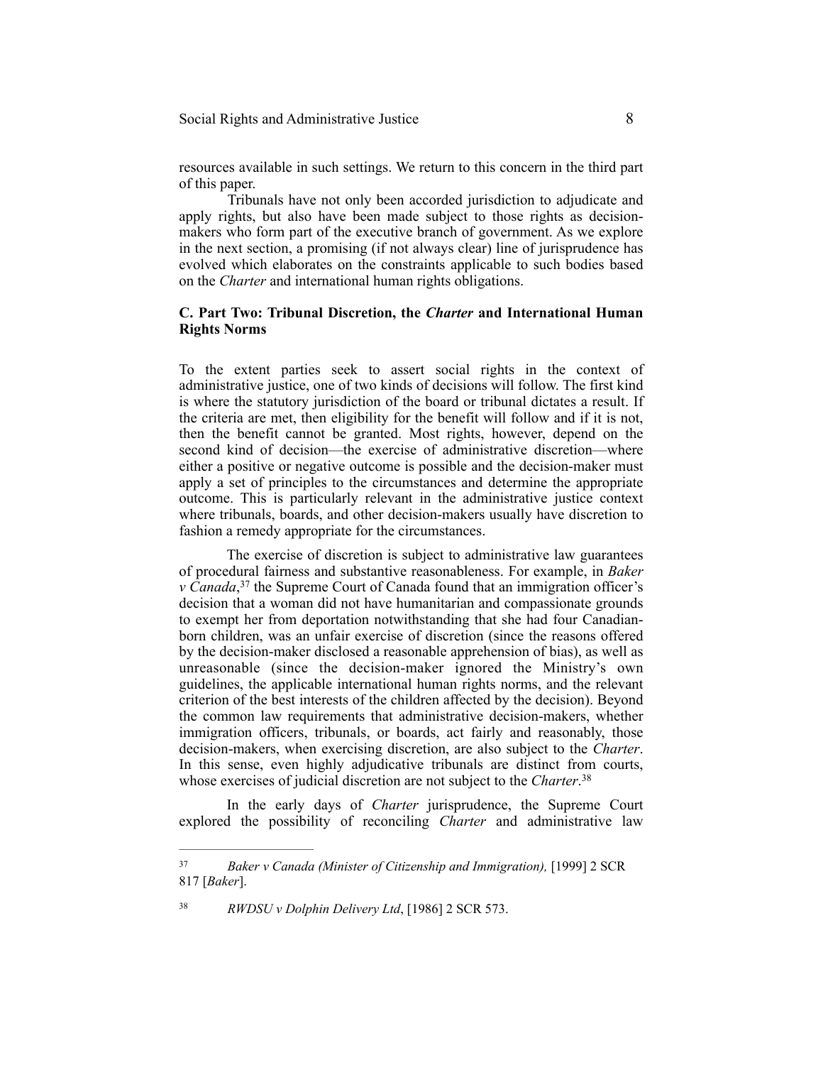resources available in such settings. We return to this concern in the third part of this paper.

Tribunals have not only been accorded jurisdiction to adjudicate and apply rights, but also have been made subject to those rights as decision-makers who form part of the executive branch of government. As we explore in the next section, a promising (if not always clear) line of jurisprudence has evolved which elaborates on the constraints applicable to such bodies based on the *Charter* and international human rights obligations.

### C. Part Two: Tribunal Discretion, the *Charter* and International Human Rights Norms

To the extent parties seek to assert social rights in the context of administrative justice, one of two kinds of decisions will follow. The first kind is where the statutory jurisdiction of the board or tribunal dictates a result. If the criteria are met, then eligibility for the benefit will follow and if it is not, then the benefit cannot be granted. Most rights, however, depend on the second kind of decision—the exercise of administrative discretion—where either a positive or negative outcome is possible and the decision-maker must apply a set of principles to the circumstances and determine the appropriate outcome. This is particularly relevant in the administrative justice context where tribunals, boards, and other decision-makers usually have discretion to fashion a remedy appropriate for the circumstances.

The exercise of discretion is subject to administrative law guarantees of procedural fairness and substantive reasonableness. For example, in *Baker v Canada*,[37] the Supreme Court of Canada found that an immigration officer's decision that a woman did not have humanitarian and compassionate grounds to exempt her from deportation notwithstanding that she had four Canadian-born children, was an unfair exercise of discretion (since the reasons offered by the decision-maker disclosed a reasonable apprehension of bias), as well as unreasonable (since the decision-maker ignored the Ministry's own guidelines, the applicable international human rights norms, and the relevant criterion of the best interests of the children affected by the decision). Beyond the common law requirements that administrative decision-makers, whether immigration officers, tribunals, or boards, act fairly and reasonably, those decision-makers, when exercising discretion, are also subject to the *Charter*. In this sense, even highly adjudicative tribunals are distinct from courts, whose exercises of judicial discretion are not subject to the *Charter*.[38]

In the early days of *Charter* jurisprudence, the Supreme Court explored the possibility of reconciling *Charter* and administrative law

---

[37] *Baker v Canada (Minister of Citizenship and Immigration),* [1999] 2 SCR 817 [*Baker*].

[38] *RWDSU v Dolphin Delivery Ltd*, [1986] 2 SCR 573.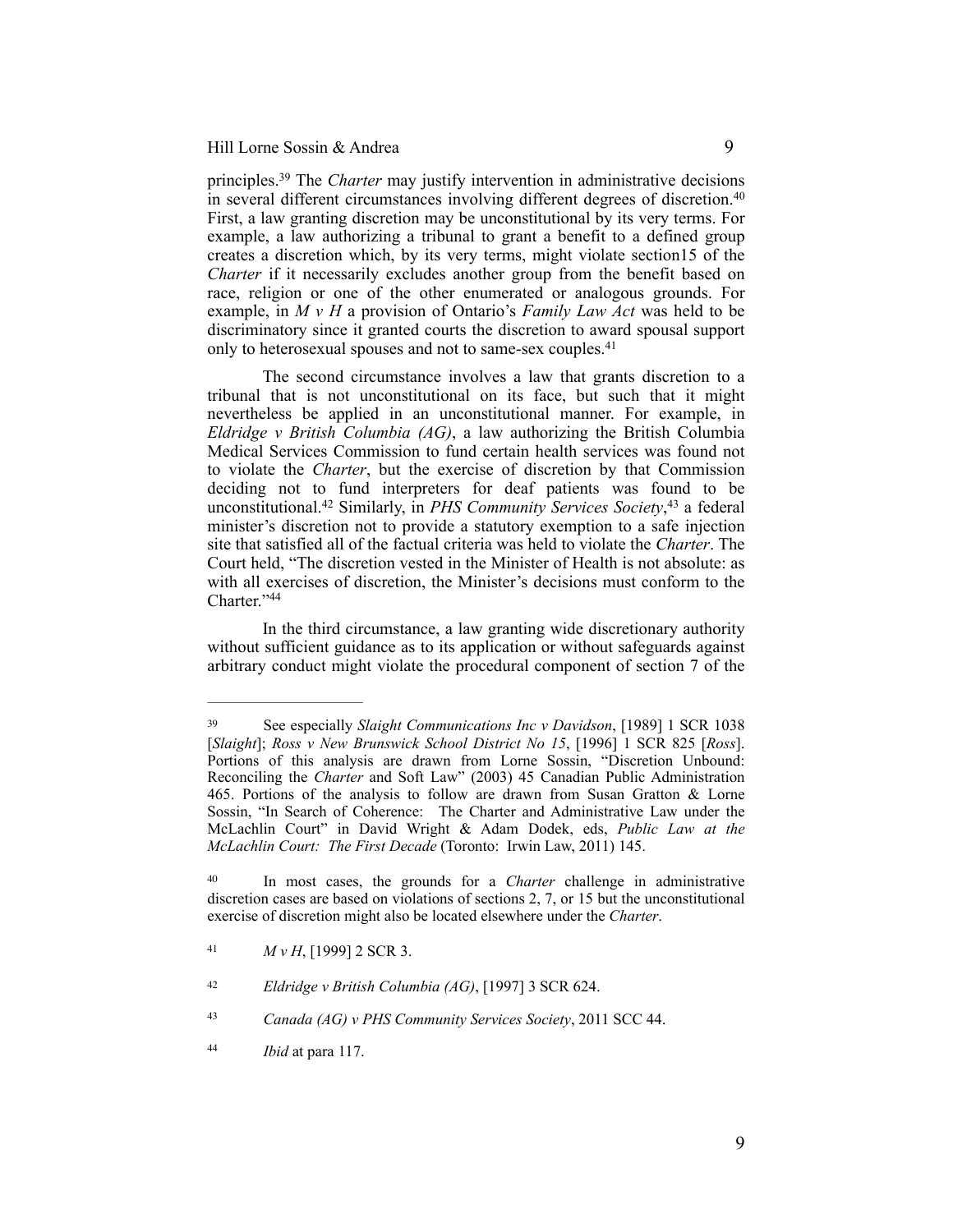principles.[39] The *Charter* may justify intervention in administrative decisions in several different circumstances involving different degrees of discretion.[40] First, a law granting discretion may be unconstitutional by its very terms. For example, a law authorizing a tribunal to grant a benefit to a defined group creates a discretion which, by its very terms, might violate section15 of the *Charter* if it necessarily excludes another group from the benefit based on race, religion or one of the other enumerated or analogous grounds. For example, in *M v H* a provision of Ontario's *Family Law Act* was held to be discriminatory since it granted courts the discretion to award spousal support only to heterosexual spouses and not to same-sex couples.[41]

The second circumstance involves a law that grants discretion to a tribunal that is not unconstitutional on its face, but such that it might nevertheless be applied in an unconstitutional manner. For example, in *Eldridge v British Columbia (AG)*, a law authorizing the British Columbia Medical Services Commission to fund certain health services was found not to violate the *Charter*, but the exercise of discretion by that Commission deciding not to fund interpreters for deaf patients was found to be unconstitutional.[42] Similarly, in *PHS Community Services Society*,[43] a federal minister's discretion not to provide a statutory exemption to a safe injection site that satisfied all of the factual criteria was held to violate the *Charter*. The Court held, "The discretion vested in the Minister of Health is not absolute: as with all exercises of discretion, the Minister's decisions must conform to the Charter."[44]

In the third circumstance, a law granting wide discretionary authority without sufficient guidance as to its application or without safeguards against arbitrary conduct might violate the procedural component of section 7 of the

---

[39] See especially *Slaight Communications Inc v Davidson*, [1989] 1 SCR 1038 [*Slaight*]; *Ross v New Brunswick School District No 15*, [1996] 1 SCR 825 [*Ross*]. Portions of this analysis are drawn from Lorne Sossin, "Discretion Unbound: Reconciling the *Charter* and Soft Law" (2003) 45 Canadian Public Administration 465. Portions of the analysis to follow are drawn from Susan Gratton & Lorne Sossin, "In Search of Coherence: The Charter and Administrative Law under the McLachlin Court" in David Wright & Adam Dodek, eds, *Public Law at the McLachlin Court: The First Decade* (Toronto: Irwin Law, 2011) 145.

[40] In most cases, the grounds for a *Charter* challenge in administrative discretion cases are based on violations of sections 2, 7, or 15 but the unconstitutional exercise of discretion might also be located elsewhere under the *Charter*.

[41] *M v H*, [1999] 2 SCR 3.

[42] *Eldridge v British Columbia (AG)*, [1997] 3 SCR 624.

[43] *Canada (AG) v PHS Community Services Society*, 2011 SCC 44.

[44] *Ibid* at para 117.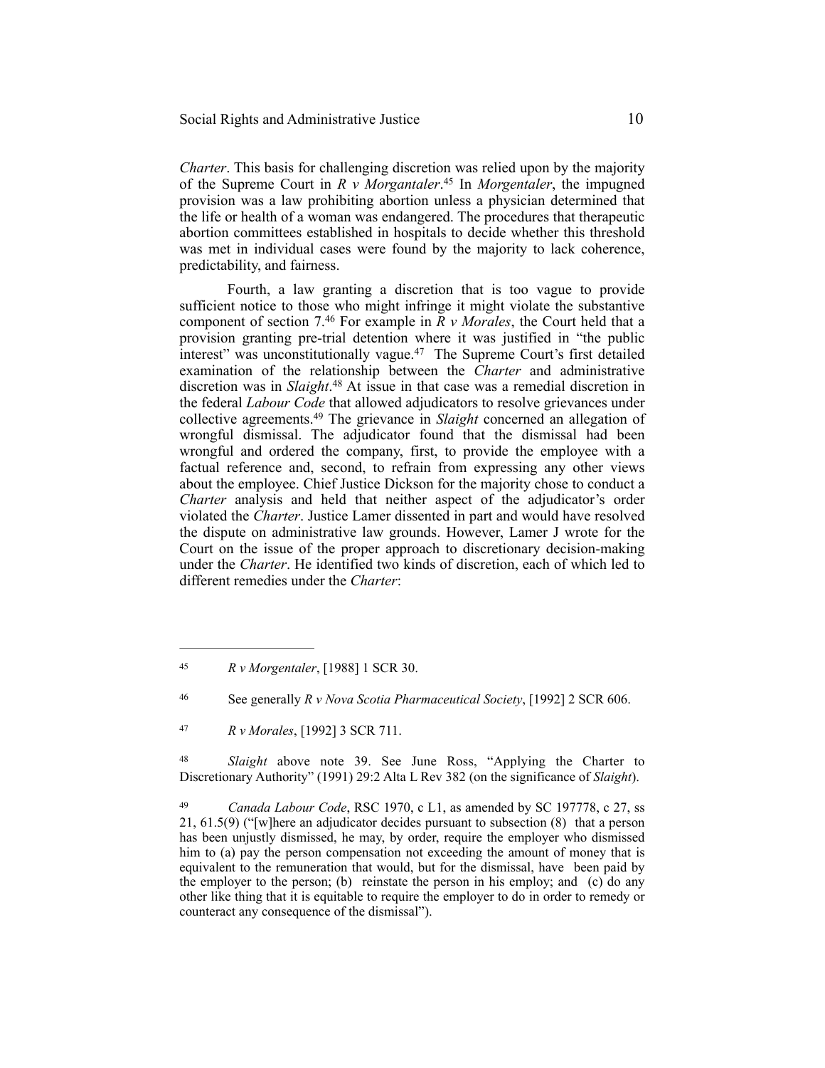*Charter*. This basis for challenging discretion was relied upon by the majority of the Supreme Court in *R v Morgantaler*.[45] In *Morgentaler*, the impugned provision was a law prohibiting abortion unless a physician determined that the life or health of a woman was endangered. The procedures that therapeutic abortion committees established in hospitals to decide whether this threshold was met in individual cases were found by the majority to lack coherence, predictability, and fairness.

Fourth, a law granting a discretion that is too vague to provide sufficient notice to those who might infringe it might violate the substantive component of section 7.[46] For example in *R v Morales*, the Court held that a provision granting pre-trial detention where it was justified in "the public interest" was unconstitutionally vague.[47] The Supreme Court's first detailed examination of the relationship between the *Charter* and administrative discretion was in *Slaight*.[48] At issue in that case was a remedial discretion in the federal *Labour Code* that allowed adjudicators to resolve grievances under collective agreements.[49] The grievance in *Slaight* concerned an allegation of wrongful dismissal. The adjudicator found that the dismissal had been wrongful and ordered the company, first, to provide the employee with a factual reference and, second, to refrain from expressing any other views about the employee. Chief Justice Dickson for the majority chose to conduct a *Charter* analysis and held that neither aspect of the adjudicator's order violated the *Charter*. Justice Lamer dissented in part and would have resolved the dispute on administrative law grounds. However, Lamer J wrote for the Court on the issue of the proper approach to discretionary decision-making under the *Charter*. He identified two kinds of discretion, each of which led to different remedies under the *Charter*:

---

[45] *R v Morgentaler*, [1988] 1 SCR 30.

[46] See generally *R v Nova Scotia Pharmaceutical Society*, [1992] 2 SCR 606.

[47] *R v Morales*, [1992] 3 SCR 711.

[48] *Slaight* above note 39. See June Ross, "Applying the Charter to Discretionary Authority" (1991) 29:2 Alta L Rev 382 (on the significance of *Slaight*).

[49] *Canada Labour Code*, RSC 1970, c L1, as amended by SC 197778, c 27, ss 21, 61.5(9) ("[w]here an adjudicator decides pursuant to subsection (8) that a person has been unjustly dismissed, he may, by order, require the employer who dismissed him to (a) pay the person compensation not exceeding the amount of money that is equivalent to the remuneration that would, but for the dismissal, have been paid by the employer to the person; (b) reinstate the person in his employ; and (c) do any other like thing that it is equitable to require the employer to do in order to remedy or counteract any consequence of the dismissal").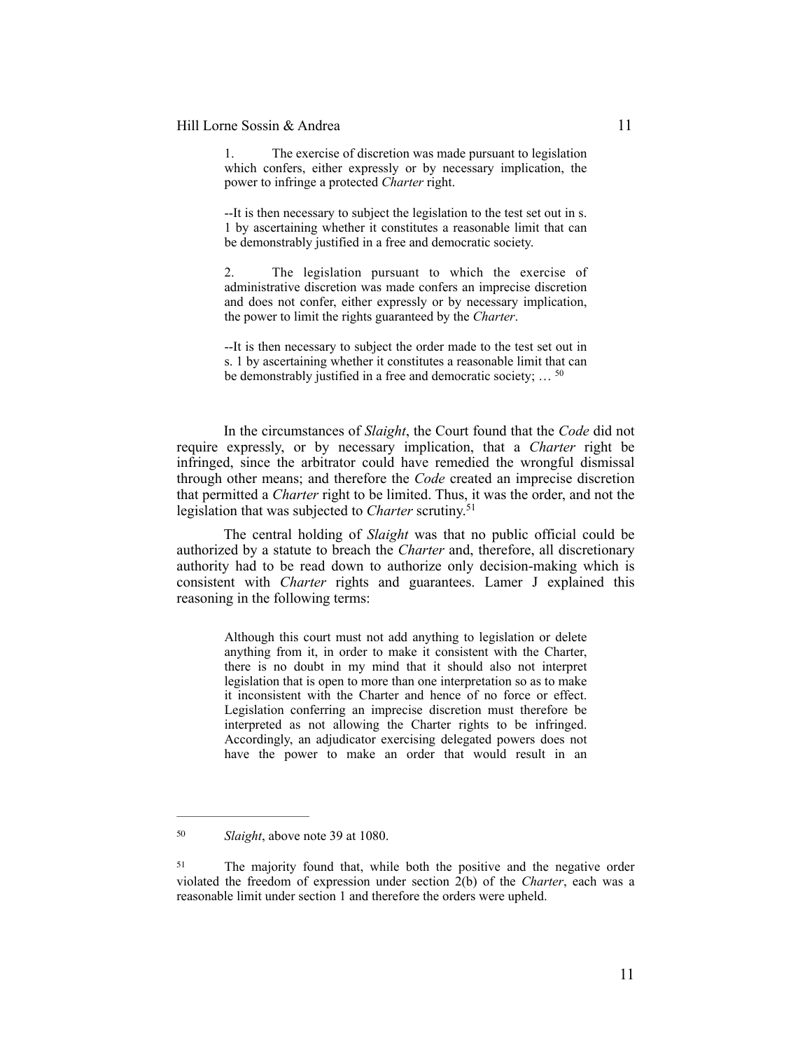> 1. The exercise of discretion was made pursuant to legislation which confers, either expressly or by necessary implication, the power to infringe a protected *Charter* right.
>
> --It is then necessary to subject the legislation to the test set out in s. 1 by ascertaining whether it constitutes a reasonable limit that can be demonstrably justified in a free and democratic society.
>
> 2. The legislation pursuant to which the exercise of administrative discretion was made confers an imprecise discretion and does not confer, either expressly or by necessary implication, the power to limit the rights guaranteed by the *Charter*.
>
> --It is then necessary to subject the order made to the test set out in s. 1 by ascertaining whether it constitutes a reasonable limit that can be demonstrably justified in a free and democratic society; … [50]

In the circumstances of *Slaight*, the Court found that the *Code* did not require expressly, or by necessary implication, that a *Charter* right be infringed, since the arbitrator could have remedied the wrongful dismissal through other means; and therefore the *Code* created an imprecise discretion that permitted a *Charter* right to be limited. Thus, it was the order, and not the legislation that was subjected to *Charter* scrutiny.[51]

The central holding of *Slaight* was that no public official could be authorized by a statute to breach the *Charter* and, therefore, all discretionary authority had to be read down to authorize only decision-making which is consistent with *Charter* rights and guarantees. Lamer J explained this reasoning in the following terms:

> Although this court must not add anything to legislation or delete anything from it, in order to make it consistent with the Charter, there is no doubt in my mind that it should also not interpret legislation that is open to more than one interpretation so as to make it inconsistent with the Charter and hence of no force or effect. Legislation conferring an imprecise discretion must therefore be interpreted as not allowing the Charter rights to be infringed. Accordingly, an adjudicator exercising delegated powers does not have the power to make an order that would result in an

---

[50] *Slaight*, above note 39 at 1080.

[51] The majority found that, while both the positive and the negative order violated the freedom of expression under section 2(b) of the *Charter*, each was a reasonable limit under section 1 and therefore the orders were upheld.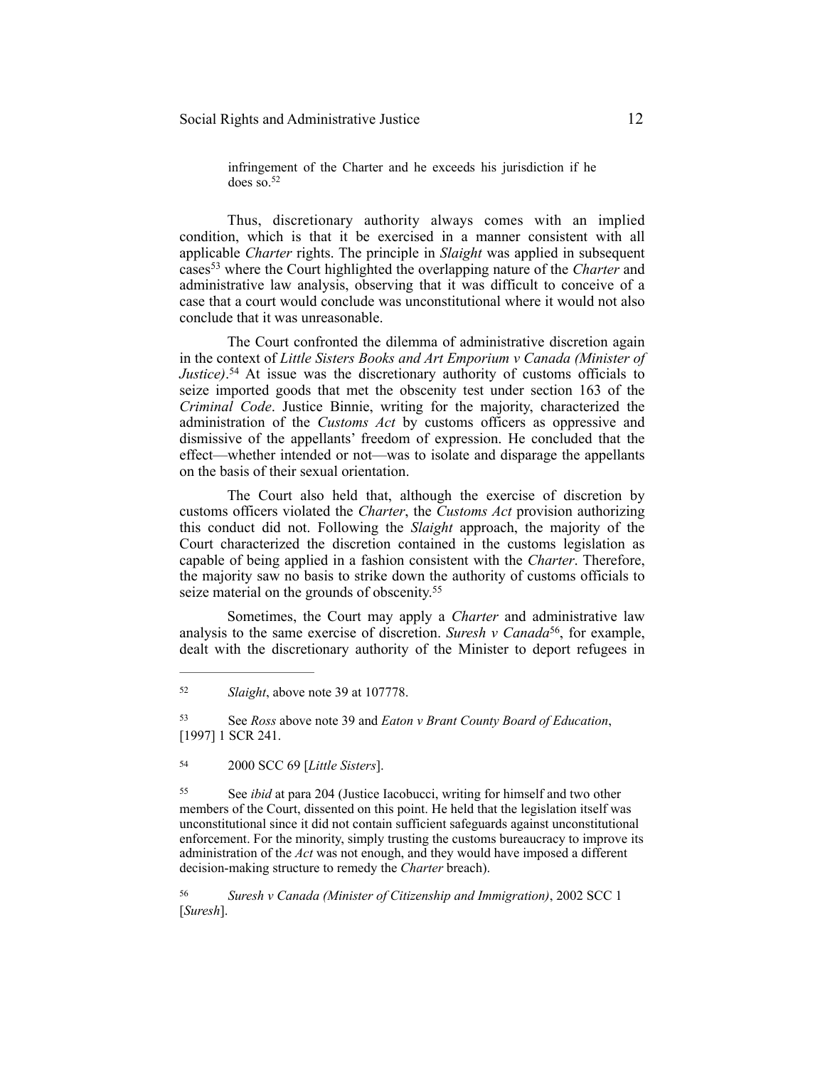> infringement of the Charter and he exceeds his jurisdiction if he does so.[52]

Thus, discretionary authority always comes with an implied condition, which is that it be exercised in a manner consistent with all applicable *Charter* rights. The principle in *Slaight* was applied in subsequent cases[53] where the Court highlighted the overlapping nature of the *Charter* and administrative law analysis, observing that it was difficult to conceive of a case that a court would conclude was unconstitutional where it would not also conclude that it was unreasonable.

The Court confronted the dilemma of administrative discretion again in the context of *Little Sisters Books and Art Emporium v Canada (Minister of Justice)*.[54] At issue was the discretionary authority of customs officials to seize imported goods that met the obscenity test under section 163 of the *Criminal Code*. Justice Binnie, writing for the majority, characterized the administration of the *Customs Act* by customs officers as oppressive and dismissive of the appellants' freedom of expression. He concluded that the effect—whether intended or not—was to isolate and disparage the appellants on the basis of their sexual orientation.

The Court also held that, although the exercise of discretion by customs officers violated the *Charter*, the *Customs Act* provision authorizing this conduct did not. Following the *Slaight* approach, the majority of the Court characterized the discretion contained in the customs legislation as capable of being applied in a fashion consistent with the *Charter*. Therefore, the majority saw no basis to strike down the authority of customs officials to seize material on the grounds of obscenity.[55]

Sometimes, the Court may apply a *Charter* and administrative law analysis to the same exercise of discretion. *Suresh v Canada*[56], for example, dealt with the discretionary authority of the Minister to deport refugees in

---

[52] *Slaight*, above note 39 at 107778.

[53] See *Ross* above note 39 and *Eaton v Brant County Board of Education*, [1997] 1 SCR 241.

[54] 2000 SCC 69 [*Little Sisters*].

[55] See *ibid* at para 204 (Justice Iacobucci, writing for himself and two other members of the Court, dissented on this point. He held that the legislation itself was unconstitutional since it did not contain sufficient safeguards against unconstitutional enforcement. For the minority, simply trusting the customs bureaucracy to improve its administration of the *Act* was not enough, and they would have imposed a different decision-making structure to remedy the *Charter* breach).

[56] *Suresh v Canada (Minister of Citizenship and Immigration)*, 2002 SCC 1 [*Suresh*].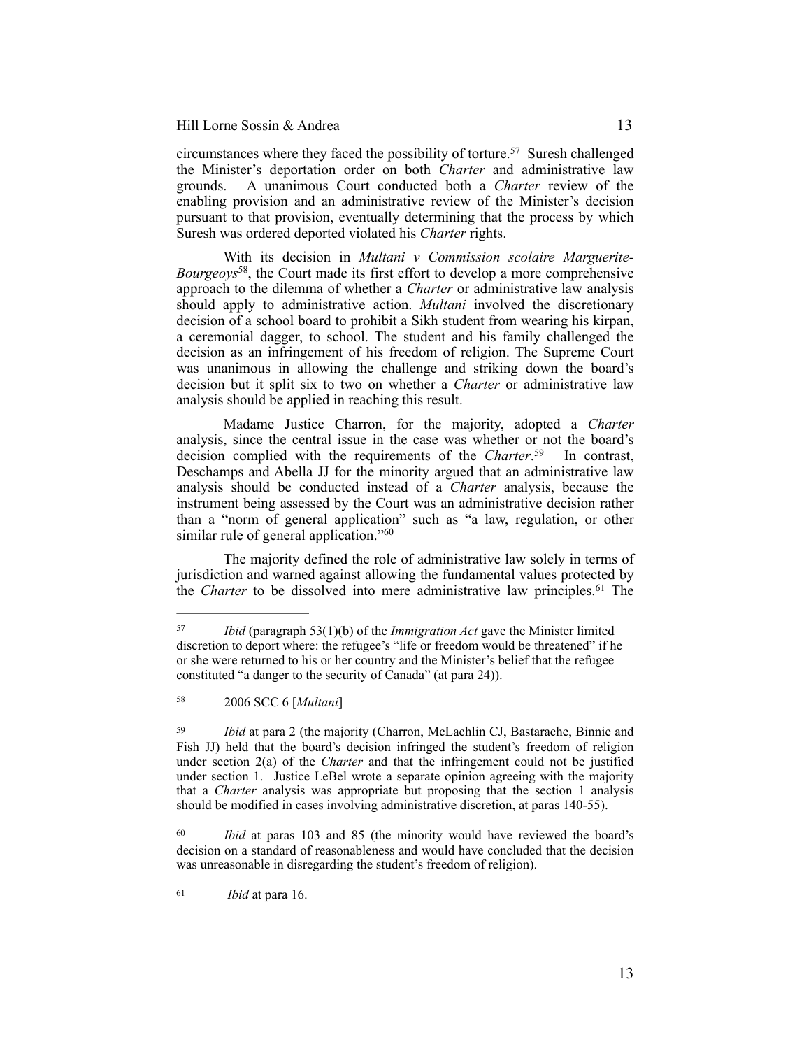circumstances where they faced the possibility of torture.[57] Suresh challenged the Minister's deportation order on both *Charter* and administrative law grounds. A unanimous Court conducted both a *Charter* review of the enabling provision and an administrative review of the Minister's decision pursuant to that provision, eventually determining that the process by which Suresh was ordered deported violated his *Charter* rights.

With its decision in *Multani v Commission scolaire Marguerite-Bourgeoys*[58], the Court made its first effort to develop a more comprehensive approach to the dilemma of whether a *Charter* or administrative law analysis should apply to administrative action. *Multani* involved the discretionary decision of a school board to prohibit a Sikh student from wearing his kirpan, a ceremonial dagger, to school. The student and his family challenged the decision as an infringement of his freedom of religion. The Supreme Court was unanimous in allowing the challenge and striking down the board's decision but it split six to two on whether a *Charter* or administrative law analysis should be applied in reaching this result.

Madame Justice Charron, for the majority, adopted a *Charter* analysis, since the central issue in the case was whether or not the board's decision complied with the requirements of the *Charter*.[59] In contrast, Deschamps and Abella JJ for the minority argued that an administrative law analysis should be conducted instead of a *Charter* analysis, because the instrument being assessed by the Court was an administrative decision rather than a "norm of general application" such as "a law, regulation, or other similar rule of general application."[60]

The majority defined the role of administrative law solely in terms of jurisdiction and warned against allowing the fundamental values protected by the *Charter* to be dissolved into mere administrative law principles.[61] The

---

[57] *Ibid* (paragraph 53(1)(b) of the *Immigration Act* gave the Minister limited discretion to deport where: the refugee's "life or freedom would be threatened" if he or she were returned to his or her country and the Minister's belief that the refugee constituted "a danger to the security of Canada" (at para 24)).

[58] 2006 SCC 6 [*Multani*]

[59] *Ibid* at para 2 (the majority (Charron, McLachlin CJ, Bastarache, Binnie and Fish JJ) held that the board's decision infringed the student's freedom of religion under section 2(a) of the *Charter* and that the infringement could not be justified under section 1. Justice LeBel wrote a separate opinion agreeing with the majority that a *Charter* analysis was appropriate but proposing that the section 1 analysis should be modified in cases involving administrative discretion, at paras 140-55).

[60] *Ibid* at paras 103 and 85 (the minority would have reviewed the board's decision on a standard of reasonableness and would have concluded that the decision was unreasonable in disregarding the student's freedom of religion).

[61] *Ibid* at para 16.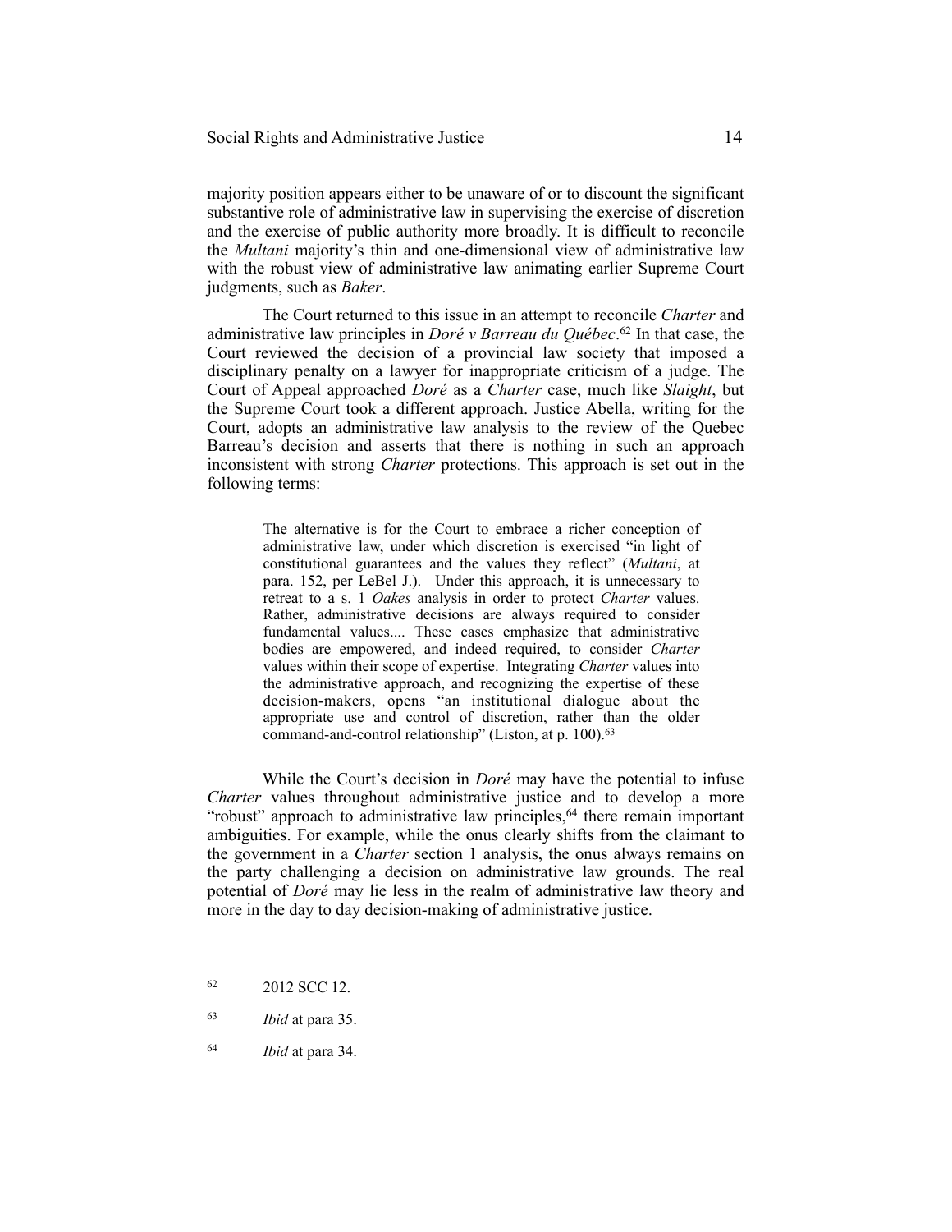majority position appears either to be unaware of or to discount the significant substantive role of administrative law in supervising the exercise of discretion and the exercise of public authority more broadly. It is difficult to reconcile the *Multani* majority's thin and one-dimensional view of administrative law with the robust view of administrative law animating earlier Supreme Court judgments, such as *Baker*.

The Court returned to this issue in an attempt to reconcile *Charter* and administrative law principles in *Doré v Barreau du Québec*.[62] In that case, the Court reviewed the decision of a provincial law society that imposed a disciplinary penalty on a lawyer for inappropriate criticism of a judge. The Court of Appeal approached *Doré* as a *Charter* case, much like *Slaight*, but the Supreme Court took a different approach. Justice Abella, writing for the Court, adopts an administrative law analysis to the review of the Quebec Barreau's decision and asserts that there is nothing in such an approach inconsistent with strong *Charter* protections. This approach is set out in the following terms:

> The alternative is for the Court to embrace a richer conception of administrative law, under which discretion is exercised "in light of constitutional guarantees and the values they reflect" (*Multani*, at para. 152, per LeBel J.). Under this approach, it is unnecessary to retreat to a s. 1 *Oakes* analysis in order to protect *Charter* values. Rather, administrative decisions are always required to consider fundamental values.... These cases emphasize that administrative bodies are empowered, and indeed required, to consider *Charter* values within their scope of expertise. Integrating *Charter* values into the administrative approach, and recognizing the expertise of these decision-makers, opens "an institutional dialogue about the appropriate use and control of discretion, rather than the older command-and-control relationship" (Liston, at p. 100).[63]

While the Court's decision in *Doré* may have the potential to infuse *Charter* values throughout administrative justice and to develop a more "robust" approach to administrative law principles,[64] there remain important ambiguities. For example, while the onus clearly shifts from the claimant to the government in a *Charter* section 1 analysis, the onus always remains on the party challenging a decision on administrative law grounds. The real potential of *Doré* may lie less in the realm of administrative law theory and more in the day to day decision-making of administrative justice.

---

[62] 2012 SCC 12.

[63] *Ibid* at para 35.

[64] *Ibid* at para 34.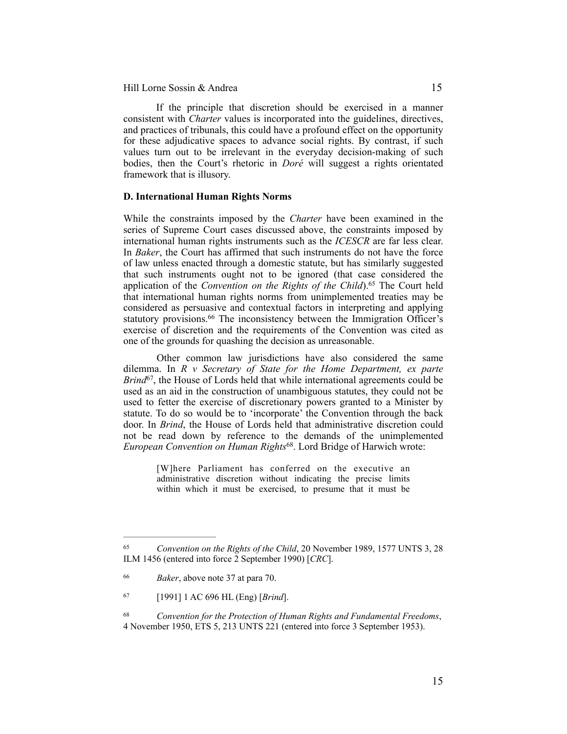If the principle that discretion should be exercised in a manner consistent with *Charter* values is incorporated into the guidelines, directives, and practices of tribunals, this could have a profound effect on the opportunity for these adjudicative spaces to advance social rights. By contrast, if such values turn out to be irrelevant in the everyday decision-making of such bodies, then the Court's rhetoric in *Doré* will suggest a rights orientated framework that is illusory.

### D. International Human Rights Norms

While the constraints imposed by the *Charter* have been examined in the series of Supreme Court cases discussed above, the constraints imposed by international human rights instruments such as the *ICESCR* are far less clear. In *Baker*, the Court has affirmed that such instruments do not have the force of law unless enacted through a domestic statute, but has similarly suggested that such instruments ought not to be ignored (that case considered the application of the *Convention on the Rights of the Child*).[65] The Court held that international human rights norms from unimplemented treaties may be considered as persuasive and contextual factors in interpreting and applying statutory provisions.[66] The inconsistency between the Immigration Officer's exercise of discretion and the requirements of the Convention was cited as one of the grounds for quashing the decision as unreasonable.

Other common law jurisdictions have also considered the same dilemma. In *R v Secretary of State for the Home Department, ex parte Brind*[67], the House of Lords held that while international agreements could be used as an aid in the construction of unambiguous statutes, they could not be used to fetter the exercise of discretionary powers granted to a Minister by statute. To do so would be to 'incorporate' the Convention through the back door. In *Brind*, the House of Lords held that administrative discretion could not be read down by reference to the demands of the unimplemented *European Convention on Human Rights*[68]. Lord Bridge of Harwich wrote:

> [W]here Parliament has conferred on the executive an administrative discretion without indicating the precise limits within which it must be exercised, to presume that it must be

---

[65] *Convention on the Rights of the Child*, 20 November 1989, 1577 UNTS 3, 28 ILM 1456 (entered into force 2 September 1990) [*CRC*].

[66] *Baker*, above note 37 at para 70.

[67] [1991] 1 AC 696 HL (Eng) [*Brind*].

[68] *Convention for the Protection of Human Rights and Fundamental Freedoms*, 4 November 1950, ETS 5, 213 UNTS 221 (entered into force 3 September 1953).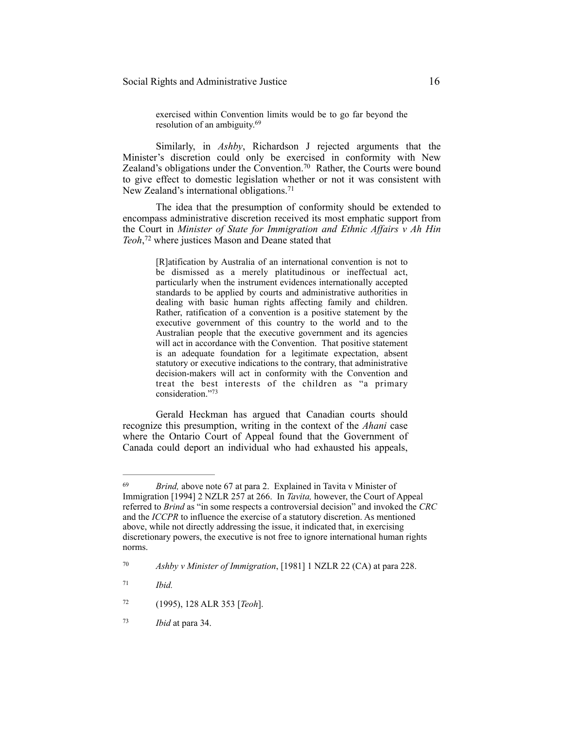> exercised within Convention limits would be to go far beyond the resolution of an ambiguity.[69]

Similarly, in *Ashby*, Richardson J rejected arguments that the Minister's discretion could only be exercised in conformity with New Zealand's obligations under the Convention.[70] Rather, the Courts were bound to give effect to domestic legislation whether or not it was consistent with New Zealand's international obligations.[71]

The idea that the presumption of conformity should be extended to encompass administrative discretion received its most emphatic support from the Court in *Minister of State for Immigration and Ethnic Affairs v Ah Hin Teoh*,[72] where justices Mason and Deane stated that

> [R]atification by Australia of an international convention is not to be dismissed as a merely platitudinous or ineffectual act, particularly when the instrument evidences internationally accepted standards to be applied by courts and administrative authorities in dealing with basic human rights affecting family and children. Rather, ratification of a convention is a positive statement by the executive government of this country to the world and to the Australian people that the executive government and its agencies will act in accordance with the Convention. That positive statement is an adequate foundation for a legitimate expectation, absent statutory or executive indications to the contrary, that administrative decision-makers will act in conformity with the Convention and treat the best interests of the children as "a primary consideration."[73]

Gerald Heckman has argued that Canadian courts should recognize this presumption, writing in the context of the *Ahani* case where the Ontario Court of Appeal found that the Government of Canada could deport an individual who had exhausted his appeals,

---

[69] *Brind,* above note 67 at para 2. Explained in Tavita v Minister of Immigration [1994] 2 NZLR 257 at 266. In *Tavita,* however, the Court of Appeal referred to *Brind* as "in some respects a controversial decision" and invoked the *CRC* and the *ICCPR* to influence the exercise of a statutory discretion. As mentioned above, while not directly addressing the issue, it indicated that, in exercising discretionary powers, the executive is not free to ignore international human rights norms.

[70] *Ashby v Minister of Immigration*, [1981] 1 NZLR 22 (CA) at para 228.

[71] *Ibid.*

[72] (1995), 128 ALR 353 [*Teoh*].

[73] *Ibid* at para 34.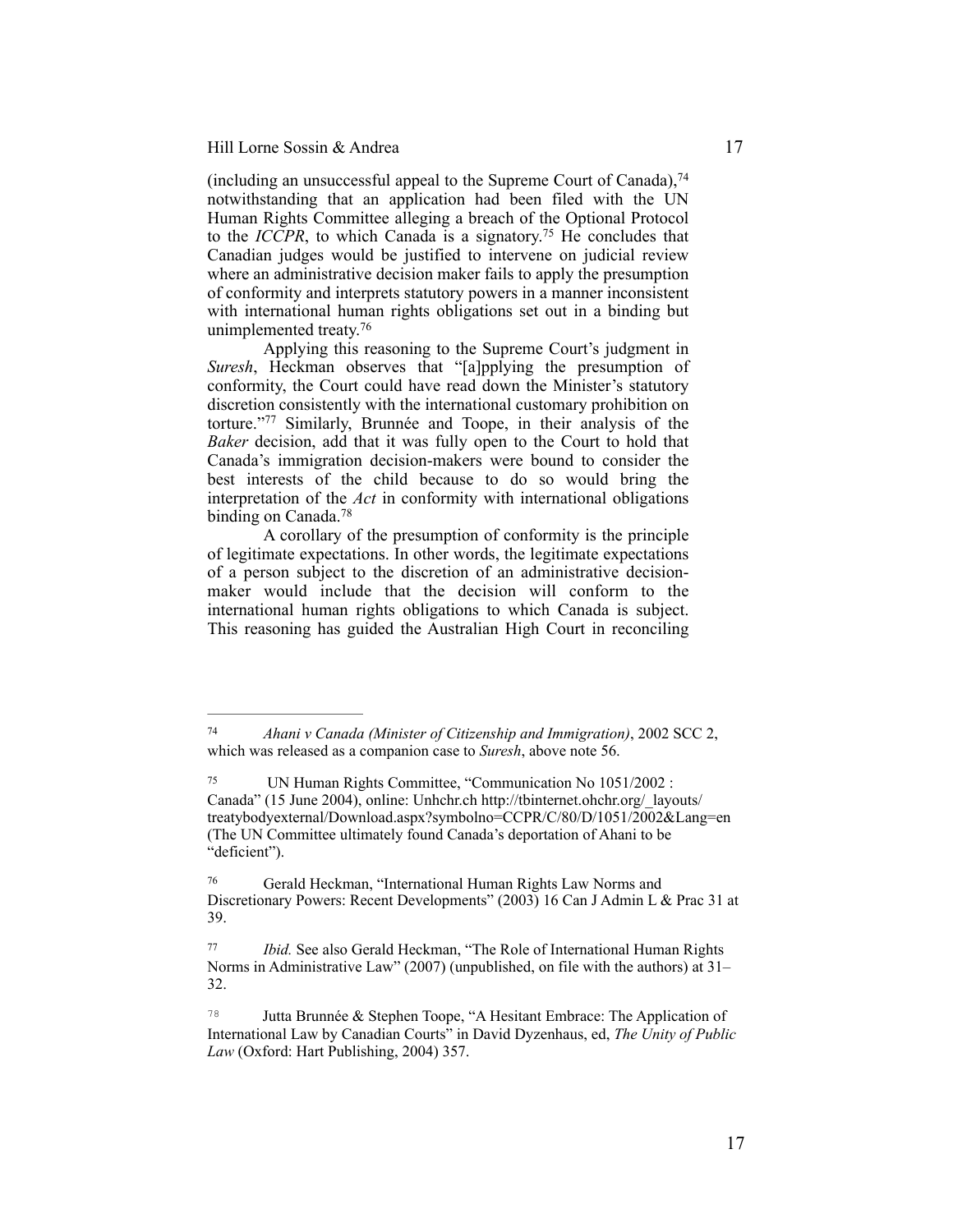(including an unsuccessful appeal to the Supreme Court of Canada),[74] notwithstanding that an application had been filed with the UN Human Rights Committee alleging a breach of the Optional Protocol to the *ICCPR*, to which Canada is a signatory.[75] He concludes that Canadian judges would be justified to intervene on judicial review where an administrative decision maker fails to apply the presumption of conformity and interprets statutory powers in a manner inconsistent with international human rights obligations set out in a binding but unimplemented treaty.[76]

Applying this reasoning to the Supreme Court's judgment in *Suresh*, Heckman observes that "[a]pplying the presumption of conformity, the Court could have read down the Minister's statutory discretion consistently with the international customary prohibition on torture."[77] Similarly, Brunnée and Toope, in their analysis of the *Baker* decision, add that it was fully open to the Court to hold that Canada's immigration decision-makers were bound to consider the best interests of the child because to do so would bring the interpretation of the *Act* in conformity with international obligations binding on Canada.[78]

A corollary of the presumption of conformity is the principle of legitimate expectations. In other words, the legitimate expectations of a person subject to the discretion of an administrative decision-maker would include that the decision will conform to the international human rights obligations to which Canada is subject. This reasoning has guided the Australian High Court in reconciling

---

[74] *Ahani v Canada (Minister of Citizenship and Immigration)*, 2002 SCC 2, which was released as a companion case to *Suresh*, above note 56.

[75] UN Human Rights Committee, "Communication No 1051/2002 : Canada" (15 June 2004), online: Unhchr.ch http://tbinternet.ohchr.org/_layouts/treatybodyexternal/Download.aspx?symbolno=CCPR/C/80/D/1051/2002&Lang=en (The UN Committee ultimately found Canada's deportation of Ahani to be "deficient").

[76] Gerald Heckman, "International Human Rights Law Norms and Discretionary Powers: Recent Developments" (2003) 16 Can J Admin L & Prac 31 at 39.

[77] *Ibid.* See also Gerald Heckman, "The Role of International Human Rights Norms in Administrative Law" (2007) (unpublished, on file with the authors) at 31–32.

[78] Jutta Brunnée & Stephen Toope, "A Hesitant Embrace: The Application of International Law by Canadian Courts" in David Dyzenhaus, ed, *The Unity of Public Law* (Oxford: Hart Publishing, 2004) 357.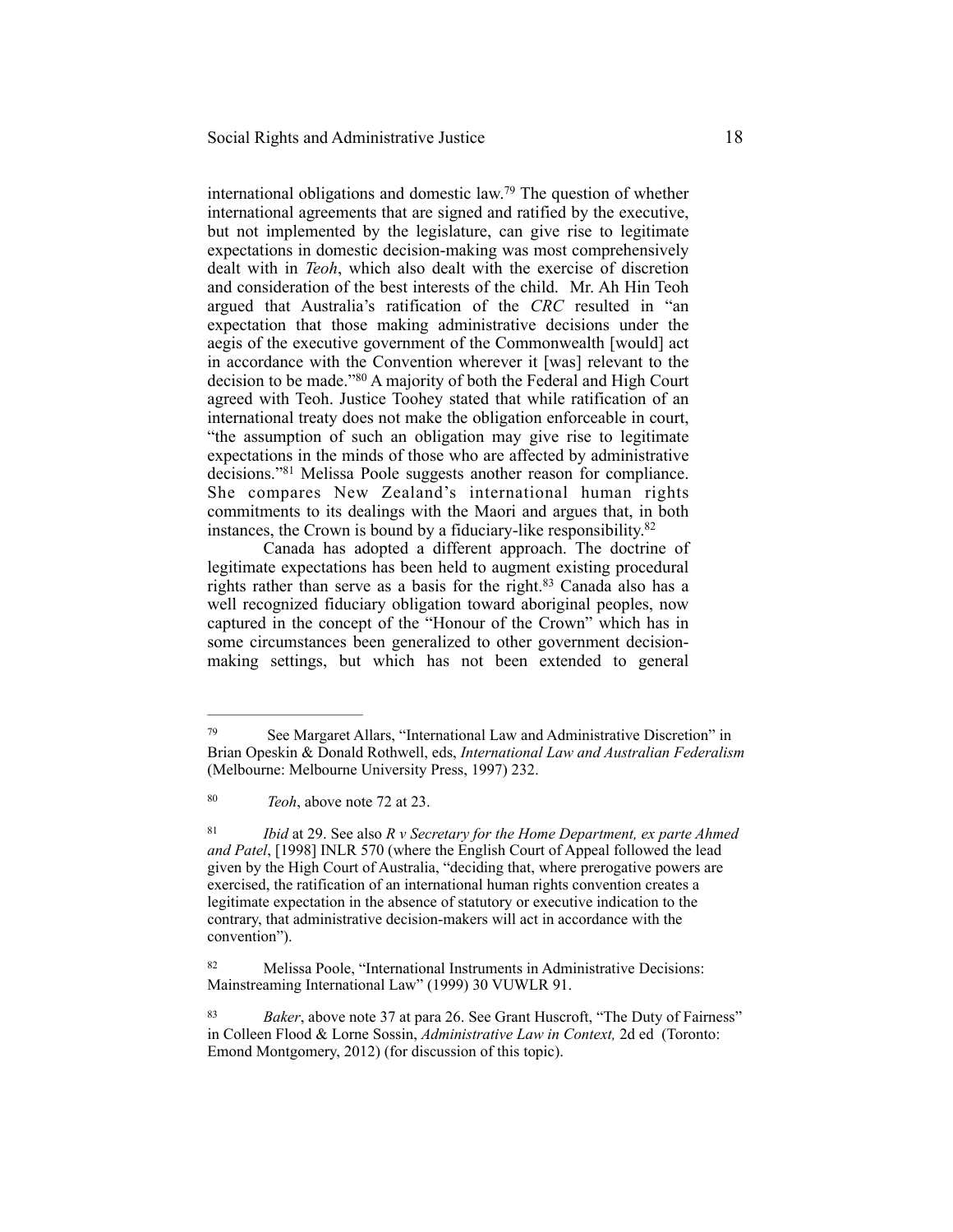international obligations and domestic law.[79] The question of whether international agreements that are signed and ratified by the executive, but not implemented by the legislature, can give rise to legitimate expectations in domestic decision-making was most comprehensively dealt with in *Teoh*, which also dealt with the exercise of discretion and consideration of the best interests of the child. Mr. Ah Hin Teoh argued that Australia's ratification of the *CRC* resulted in "an expectation that those making administrative decisions under the aegis of the executive government of the Commonwealth [would] act in accordance with the Convention wherever it [was] relevant to the decision to be made."[80] A majority of both the Federal and High Court agreed with Teoh. Justice Toohey stated that while ratification of an international treaty does not make the obligation enforceable in court, "the assumption of such an obligation may give rise to legitimate expectations in the minds of those who are affected by administrative decisions."[81] Melissa Poole suggests another reason for compliance. She compares New Zealand's international human rights commitments to its dealings with the Maori and argues that, in both instances, the Crown is bound by a fiduciary-like responsibility.[82]

Canada has adopted a different approach. The doctrine of legitimate expectations has been held to augment existing procedural rights rather than serve as a basis for the right.[83] Canada also has a well recognized fiduciary obligation toward aboriginal peoples, now captured in the concept of the "Honour of the Crown" which has in some circumstances been generalized to other government decision-making settings, but which has not been extended to general

---

[79] See Margaret Allars, "International Law and Administrative Discretion" in Brian Opeskin & Donald Rothwell, eds, *International Law and Australian Federalism* (Melbourne: Melbourne University Press, 1997) 232.

[80] *Teoh*, above note 72 at 23.

[81] *Ibid* at 29. See also *R v Secretary for the Home Department, ex parte Ahmed and Patel*, [1998] INLR 570 (where the English Court of Appeal followed the lead given by the High Court of Australia, "deciding that, where prerogative powers are exercised, the ratification of an international human rights convention creates a legitimate expectation in the absence of statutory or executive indication to the contrary, that administrative decision-makers will act in accordance with the convention").

[82] Melissa Poole, "International Instruments in Administrative Decisions: Mainstreaming International Law" (1999) 30 VUWLR 91.

[83] *Baker*, above note 37 at para 26. See Grant Huscroft, "The Duty of Fairness" in Colleen Flood & Lorne Sossin, *Administrative Law in Context,* 2d ed (Toronto: Emond Montgomery, 2012) (for discussion of this topic).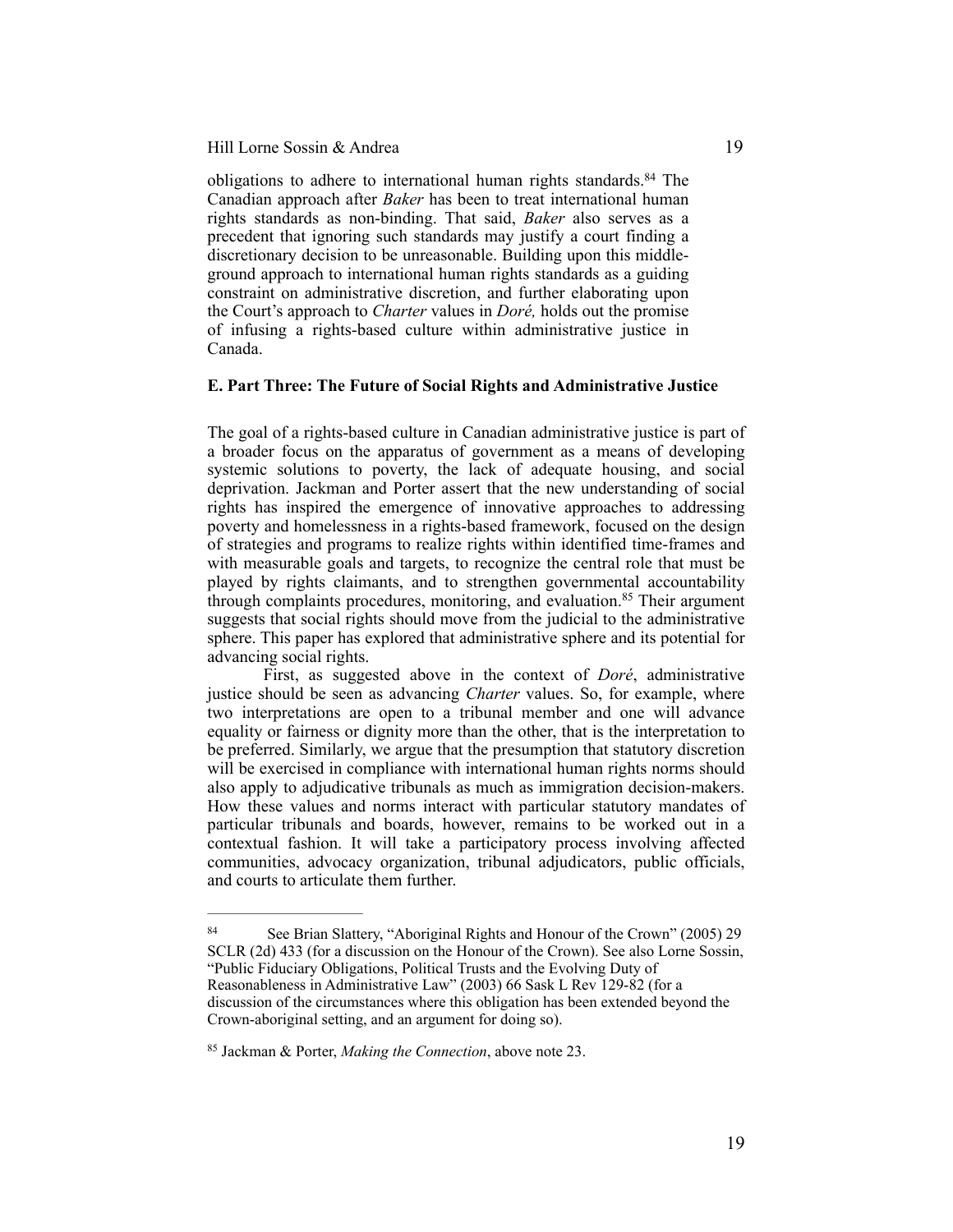obligations to adhere to international human rights standards.[84] The Canadian approach after *Baker* has been to treat international human rights standards as non-binding. That said, *Baker* also serves as a precedent that ignoring such standards may justify a court finding a discretionary decision to be unreasonable. Building upon this middle-ground approach to international human rights standards as a guiding constraint on administrative discretion, and further elaborating upon the Court's approach to *Charter* values in *Doré,* holds out the promise of infusing a rights-based culture within administrative justice in Canada.

**E. Part Three: The Future of Social Rights and Administrative Justice**

The goal of a rights-based culture in Canadian administrative justice is part of a broader focus on the apparatus of government as a means of developing systemic solutions to poverty, the lack of adequate housing, and social deprivation. Jackman and Porter assert that the new understanding of social rights has inspired the emergence of innovative approaches to addressing poverty and homelessness in a rights-based framework, focused on the design of strategies and programs to realize rights within identified time-frames and with measurable goals and targets, to recognize the central role that must be played by rights claimants, and to strengthen governmental accountability through complaints procedures, monitoring, and evaluation.[85] Their argument suggests that social rights should move from the judicial to the administrative sphere. This paper has explored that administrative sphere and its potential for advancing social rights.

First, as suggested above in the context of *Doré*, administrative justice should be seen as advancing *Charter* values. So, for example, where two interpretations are open to a tribunal member and one will advance equality or fairness or dignity more than the other, that is the interpretation to be preferred. Similarly, we argue that the presumption that statutory discretion will be exercised in compliance with international human rights norms should also apply to adjudicative tribunals as much as immigration decision-makers. How these values and norms interact with particular statutory mandates of particular tribunals and boards, however, remains to be worked out in a contextual fashion. It will take a participatory process involving affected communities, advocacy organization, tribunal adjudicators, public officials, and courts to articulate them further.

---

[84] See Brian Slattery, "Aboriginal Rights and Honour of the Crown" (2005) 29 SCLR (2d) 433 (for a discussion on the Honour of the Crown). See also Lorne Sossin, "Public Fiduciary Obligations, Political Trusts and the Evolving Duty of Reasonableness in Administrative Law" (2003) 66 Sask L Rev 129-82 (for a discussion of the circumstances where this obligation has been extended beyond the Crown-aboriginal setting, and an argument for doing so).

[85] Jackman & Porter, *Making the Connection*, above note 23.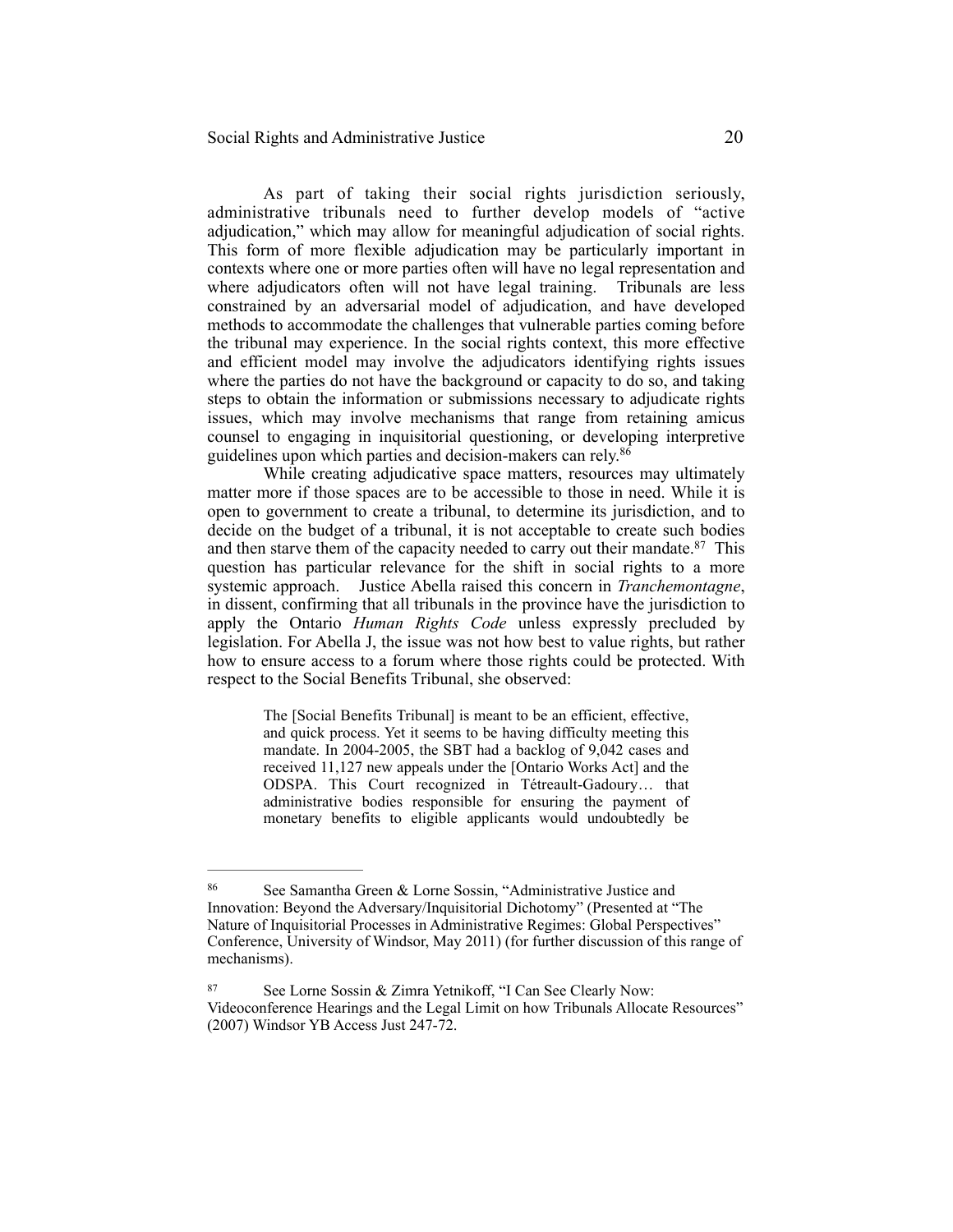As part of taking their social rights jurisdiction seriously, administrative tribunals need to further develop models of "active adjudication," which may allow for meaningful adjudication of social rights. This form of more flexible adjudication may be particularly important in contexts where one or more parties often will have no legal representation and where adjudicators often will not have legal training. Tribunals are less constrained by an adversarial model of adjudication, and have developed methods to accommodate the challenges that vulnerable parties coming before the tribunal may experience. In the social rights context, this more effective and efficient model may involve the adjudicators identifying rights issues where the parties do not have the background or capacity to do so, and taking steps to obtain the information or submissions necessary to adjudicate rights issues, which may involve mechanisms that range from retaining amicus counsel to engaging in inquisitorial questioning, or developing interpretive guidelines upon which parties and decision-makers can rely.[86]

While creating adjudicative space matters, resources may ultimately matter more if those spaces are to be accessible to those in need. While it is open to government to create a tribunal, to determine its jurisdiction, and to decide on the budget of a tribunal, it is not acceptable to create such bodies and then starve them of the capacity needed to carry out their mandate.[87] This question has particular relevance for the shift in social rights to a more systemic approach. Justice Abella raised this concern in *Tranchemontagne*, in dissent, confirming that all tribunals in the province have the jurisdiction to apply the Ontario *Human Rights Code* unless expressly precluded by legislation. For Abella J, the issue was not how best to value rights, but rather how to ensure access to a forum where those rights could be protected. With respect to the Social Benefits Tribunal, she observed:

> The [Social Benefits Tribunal] is meant to be an efficient, effective, and quick process. Yet it seems to be having difficulty meeting this mandate. In 2004-2005, the SBT had a backlog of 9,042 cases and received 11,127 new appeals under the [Ontario Works Act] and the ODSPA. This Court recognized in Tétreault-Gadoury… that administrative bodies responsible for ensuring the payment of monetary benefits to eligible applicants would undoubtedly be

---

[86] See Samantha Green & Lorne Sossin, "Administrative Justice and Innovation: Beyond the Adversary/Inquisitorial Dichotomy" (Presented at "The Nature of Inquisitorial Processes in Administrative Regimes: Global Perspectives" Conference, University of Windsor, May 2011) (for further discussion of this range of mechanisms).

[87] See Lorne Sossin & Zimra Yetnikoff, "I Can See Clearly Now: Videoconference Hearings and the Legal Limit on how Tribunals Allocate Resources" (2007) Windsor YB Access Just 247-72.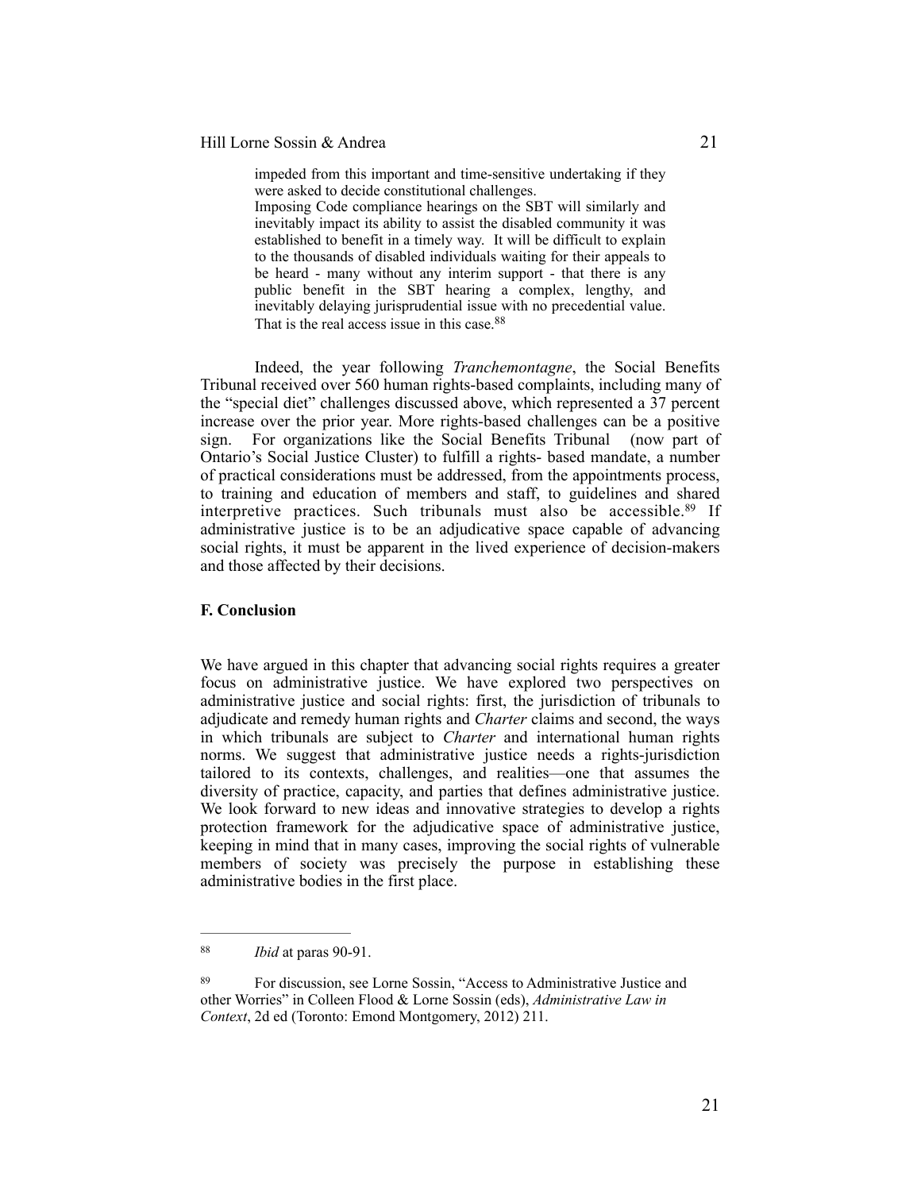> impeded from this important and time-sensitive undertaking if they were asked to decide constitutional challenges.
> Imposing Code compliance hearings on the SBT will similarly and inevitably impact its ability to assist the disabled community it was established to benefit in a timely way. It will be difficult to explain to the thousands of disabled individuals waiting for their appeals to be heard - many without any interim support - that there is any public benefit in the SBT hearing a complex, lengthy, and inevitably delaying jurisprudential issue with no precedential value. That is the real access issue in this case.[88]

Indeed, the year following *Tranchemontagne*, the Social Benefits Tribunal received over 560 human rights-based complaints, including many of the "special diet" challenges discussed above, which represented a 37 percent increase over the prior year. More rights-based challenges can be a positive sign. For organizations like the Social Benefits Tribunal (now part of Ontario's Social Justice Cluster) to fulfill a rights- based mandate, a number of practical considerations must be addressed, from the appointments process, to training and education of members and staff, to guidelines and shared interpretive practices. Such tribunals must also be accessible.[89] If administrative justice is to be an adjudicative space capable of advancing social rights, it must be apparent in the lived experience of decision-makers and those affected by their decisions.

### F. Conclusion

We have argued in this chapter that advancing social rights requires a greater focus on administrative justice. We have explored two perspectives on administrative justice and social rights: first, the jurisdiction of tribunals to adjudicate and remedy human rights and *Charter* claims and second, the ways in which tribunals are subject to *Charter* and international human rights norms. We suggest that administrative justice needs a rights-jurisdiction tailored to its contexts, challenges, and realities—one that assumes the diversity of practice, capacity, and parties that defines administrative justice. We look forward to new ideas and innovative strategies to develop a rights protection framework for the adjudicative space of administrative justice, keeping in mind that in many cases, improving the social rights of vulnerable members of society was precisely the purpose in establishing these administrative bodies in the first place.

---

[88] *Ibid* at paras 90-91.

[89] For discussion, see Lorne Sossin, "Access to Administrative Justice and other Worries" in Colleen Flood & Lorne Sossin (eds), *Administrative Law in Context*, 2d ed (Toronto: Emond Montgomery, 2012) 211.